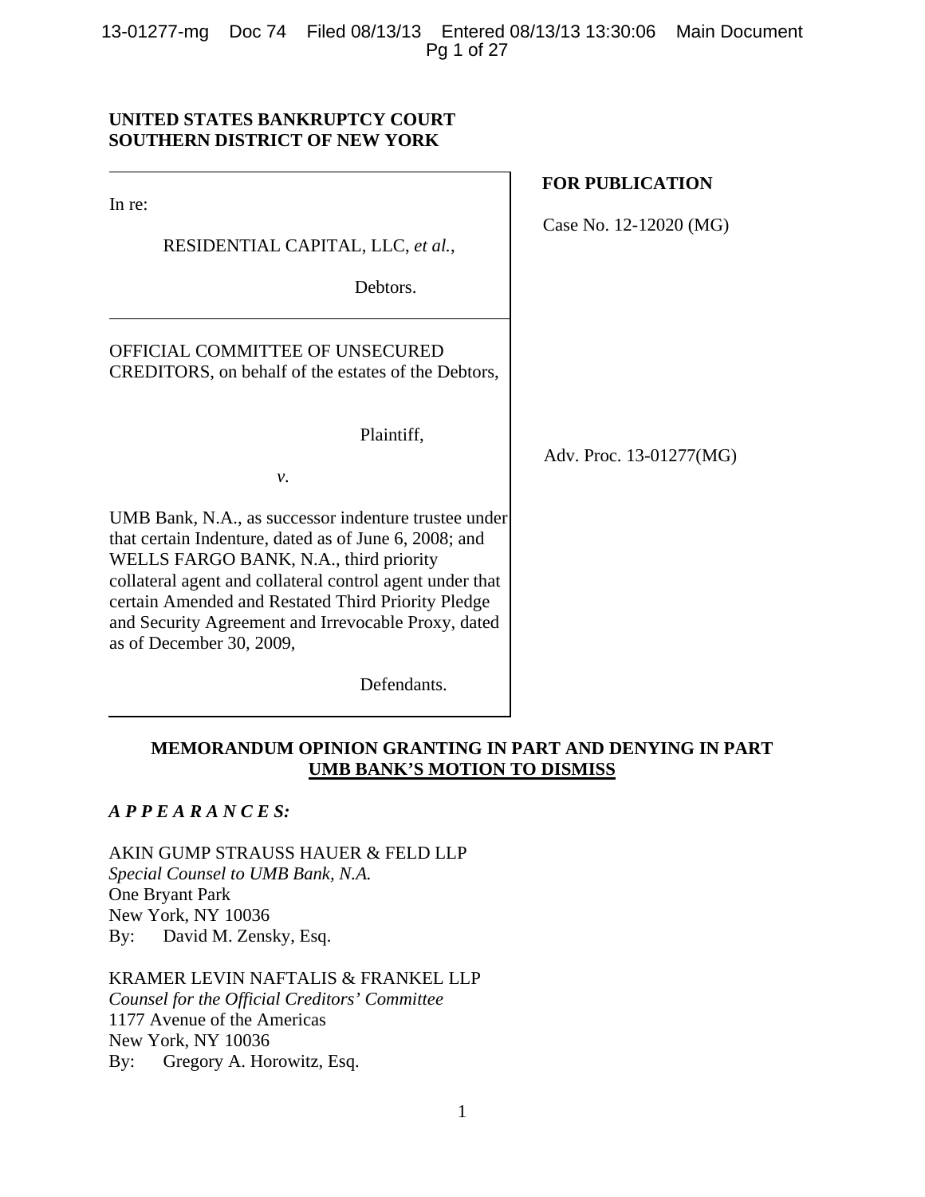**UNITED STATES BANKRUPTCY COURT**
**SOUTHERN DISTRICT OF NEW YORK**

**FOR PUBLICATION**

In re:

RESIDENTIAL CAPITAL, LLC, *et al.*,

Debtors.

Case No. 12-12020 (MG)

OFFICIAL COMMITTEE OF UNSECURED CREDITORS, on behalf of the estates of the Debtors,

Plaintiff,

*v.*

UMB Bank, N.A., as successor indenture trustee under that certain Indenture, dated as of June 6, 2008; and WELLS FARGO BANK, N.A., third priority collateral agent and collateral control agent under that certain Amended and Restated Third Priority Pledge and Security Agreement and Irrevocable Proxy, dated as of December 30, 2009,

Defendants.

Adv. Proc. 13-01277(MG)

**MEMORANDUM OPINION GRANTING IN PART AND DENYING IN PART UMB BANK'S MOTION TO DISMISS**

***A P P E A R A N C E S:***

AKIN GUMP STRAUSS HAUER & FELD LLP
*Special Counsel to UMB Bank, N.A.*
One Bryant Park
New York, NY 10036
By: David M. Zensky, Esq.

KRAMER LEVIN NAFTALIS & FRANKEL LLP
*Counsel for the Official Creditors' Committee*
1177 Avenue of the Americas
New York, NY 10036
By: Gregory A. Horowitz, Esq.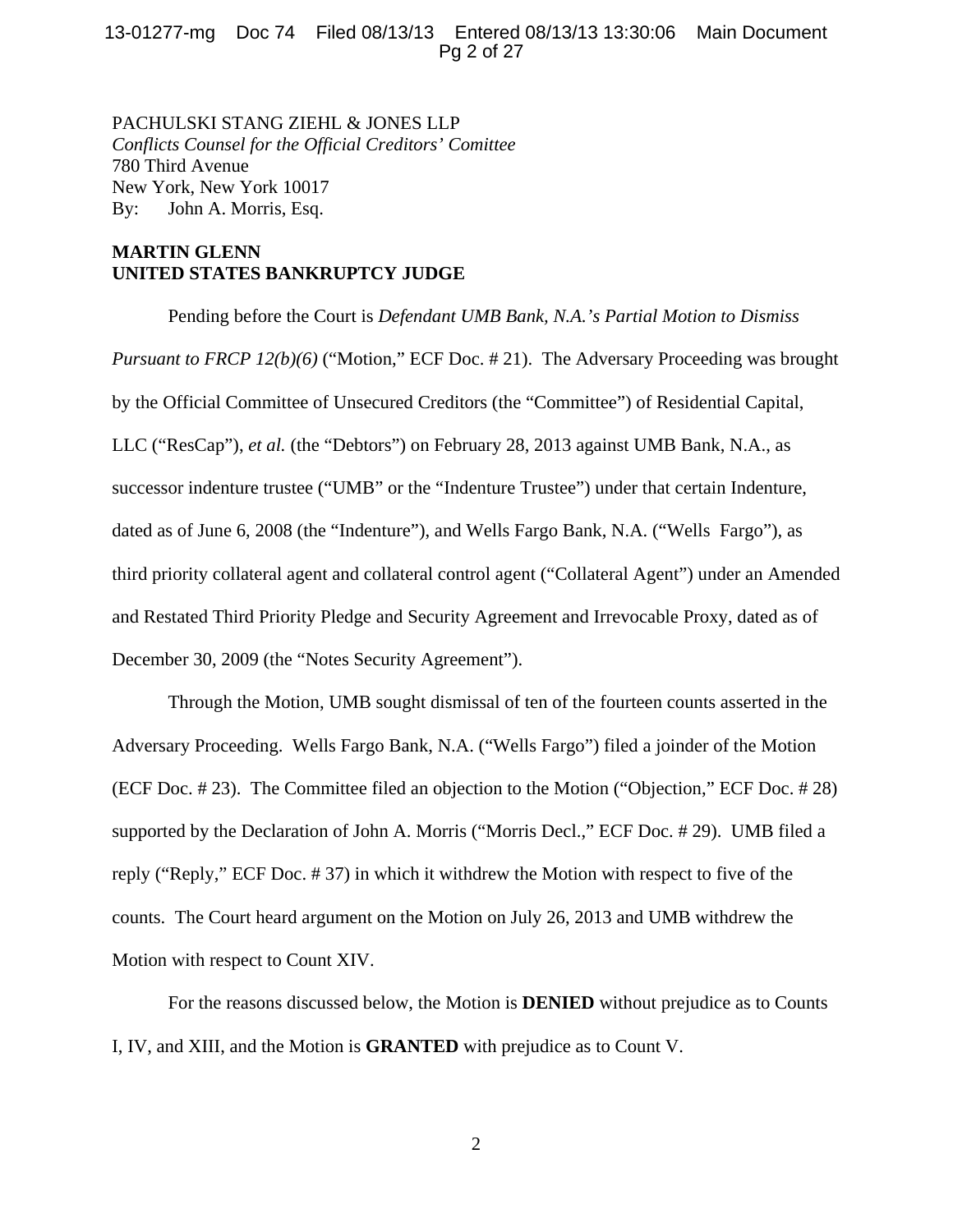PACHULSKI STANG ZIEHL & JONES LLP
*Conflicts Counsel for the Official Creditors' Comittee*
780 Third Avenue
New York, New York 10017
By: John A. Morris, Esq.

**MARTIN GLENN**
**UNITED STATES BANKRUPTCY JUDGE**

Pending before the Court is *Defendant UMB Bank, N.A.'s Partial Motion to Dismiss Pursuant to FRCP 12(b)(6)* ("Motion," ECF Doc. # 21). The Adversary Proceeding was brought by the Official Committee of Unsecured Creditors (the "Committee") of Residential Capital, LLC ("ResCap"), *et al.* (the "Debtors") on February 28, 2013 against UMB Bank, N.A., as successor indenture trustee ("UMB" or the "Indenture Trustee") under that certain Indenture, dated as of June 6, 2008 (the "Indenture"), and Wells Fargo Bank, N.A. ("Wells Fargo"), as third priority collateral agent and collateral control agent ("Collateral Agent") under an Amended and Restated Third Priority Pledge and Security Agreement and Irrevocable Proxy, dated as of December 30, 2009 (the "Notes Security Agreement").

Through the Motion, UMB sought dismissal of ten of the fourteen counts asserted in the Adversary Proceeding. Wells Fargo Bank, N.A. ("Wells Fargo") filed a joinder of the Motion (ECF Doc. # 23). The Committee filed an objection to the Motion ("Objection," ECF Doc. # 28) supported by the Declaration of John A. Morris ("Morris Decl.," ECF Doc. # 29). UMB filed a reply ("Reply," ECF Doc. # 37) in which it withdrew the Motion with respect to five of the counts. The Court heard argument on the Motion on July 26, 2013 and UMB withdrew the Motion with respect to Count XIV.

For the reasons discussed below, the Motion is **DENIED** without prejudice as to Counts I, IV, and XIII, and the Motion is **GRANTED** with prejudice as to Count V.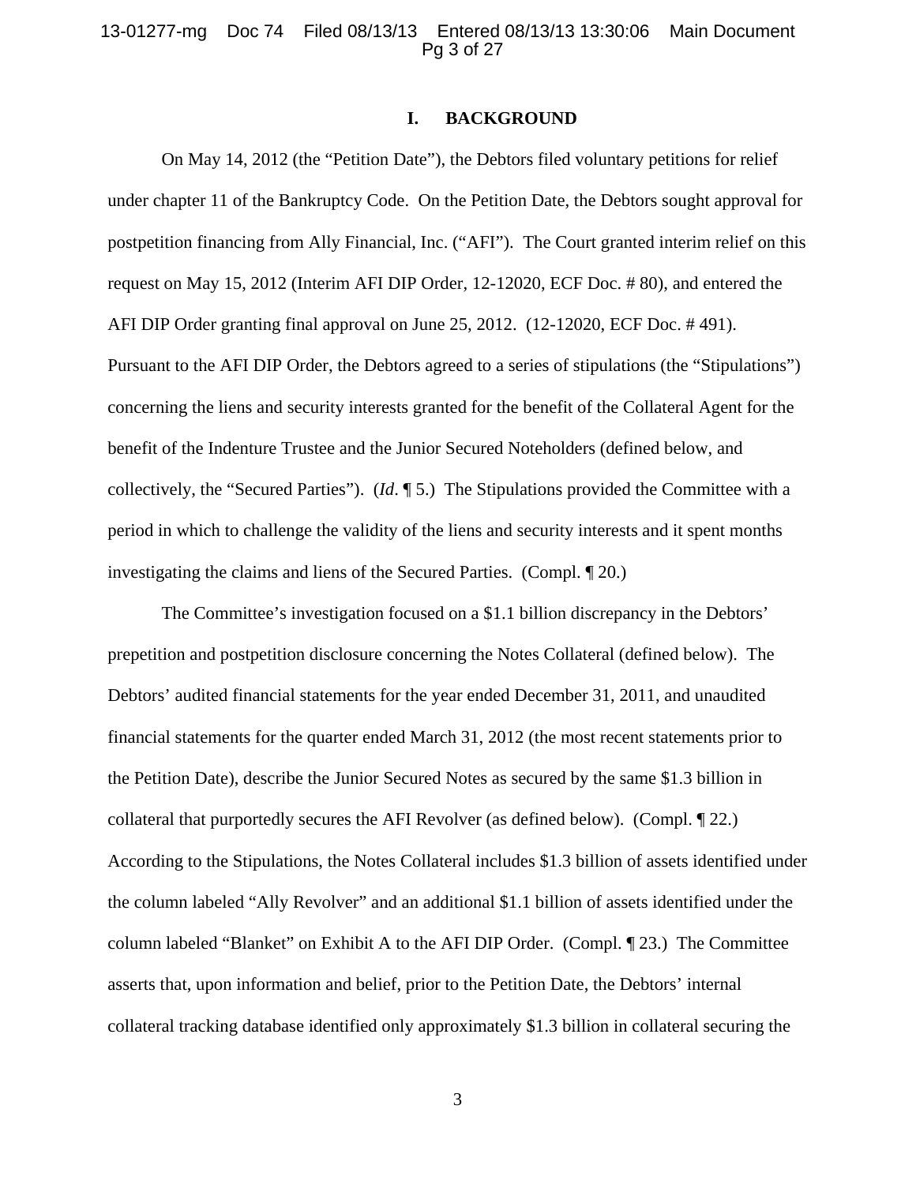## I. BACKGROUND

On May 14, 2012 (the "Petition Date"), the Debtors filed voluntary petitions for relief under chapter 11 of the Bankruptcy Code. On the Petition Date, the Debtors sought approval for postpetition financing from Ally Financial, Inc. ("AFI"). The Court granted interim relief on this request on May 15, 2012 (Interim AFI DIP Order, 12-12020, ECF Doc. # 80), and entered the AFI DIP Order granting final approval on June 25, 2012. (12-12020, ECF Doc. # 491). Pursuant to the AFI DIP Order, the Debtors agreed to a series of stipulations (the "Stipulations") concerning the liens and security interests granted for the benefit of the Collateral Agent for the benefit of the Indenture Trustee and the Junior Secured Noteholders (defined below, and collectively, the "Secured Parties"). (*Id*. ¶ 5.) The Stipulations provided the Committee with a period in which to challenge the validity of the liens and security interests and it spent months investigating the claims and liens of the Secured Parties. (Compl. ¶ 20.)

The Committee's investigation focused on a $1.1 billion discrepancy in the Debtors' prepetition and postpetition disclosure concerning the Notes Collateral (defined below). The Debtors' audited financial statements for the year ended December 31, 2011, and unaudited financial statements for the quarter ended March 31, 2012 (the most recent statements prior to the Petition Date), describe the Junior Secured Notes as secured by the same $1.3 billion in collateral that purportedly secures the AFI Revolver (as defined below). (Compl. ¶ 22.) According to the Stipulations, the Notes Collateral includes $1.3 billion of assets identified under the column labeled "Ally Revolver" and an additional $1.1 billion of assets identified under the column labeled "Blanket" on Exhibit A to the AFI DIP Order. (Compl. ¶ 23.) The Committee asserts that, upon information and belief, prior to the Petition Date, the Debtors' internal collateral tracking database identified only approximately $1.3 billion in collateral securing the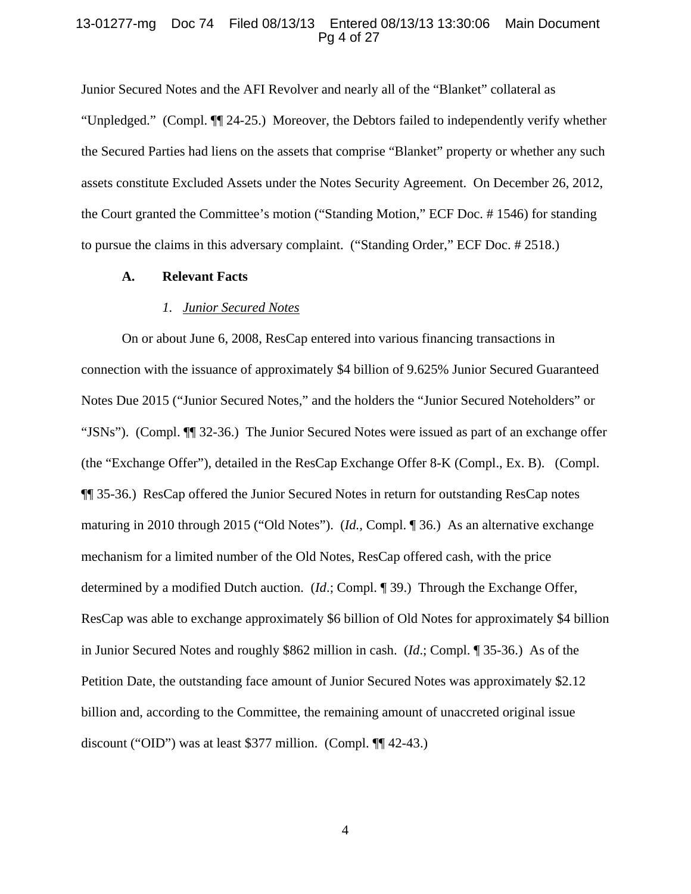Junior Secured Notes and the AFI Revolver and nearly all of the "Blanket" collateral as "Unpledged." (Compl. ¶¶ 24-25.) Moreover, the Debtors failed to independently verify whether the Secured Parties had liens on the assets that comprise "Blanket" property or whether any such assets constitute Excluded Assets under the Notes Security Agreement. On December 26, 2012, the Court granted the Committee's motion ("Standing Motion," ECF Doc. # 1546) for standing to pursue the claims in this adversary complaint. ("Standing Order," ECF Doc. # 2518.)

### A. Relevant Facts

#### *1. Junior Secured Notes*

On or about June 6, 2008, ResCap entered into various financing transactions in connection with the issuance of approximately $4 billion of 9.625% Junior Secured Guaranteed Notes Due 2015 ("Junior Secured Notes," and the holders the "Junior Secured Noteholders" or "JSNs"). (Compl. ¶¶ 32-36.) The Junior Secured Notes were issued as part of an exchange offer (the "Exchange Offer"), detailed in the ResCap Exchange Offer 8-K (Compl., Ex. B). (Compl. ¶¶ 35-36.) ResCap offered the Junior Secured Notes in return for outstanding ResCap notes maturing in 2010 through 2015 ("Old Notes"). (*Id.,* Compl. ¶ 36.) As an alternative exchange mechanism for a limited number of the Old Notes, ResCap offered cash, with the price determined by a modified Dutch auction. (*Id*.; Compl. ¶ 39.) Through the Exchange Offer, ResCap was able to exchange approximately $6 billion of Old Notes for approximately $4 billion in Junior Secured Notes and roughly $862 million in cash. (*Id*.; Compl. ¶ 35-36.) As of the Petition Date, the outstanding face amount of Junior Secured Notes was approximately $2.12 billion and, according to the Committee, the remaining amount of unaccreted original issue discount ("OID") was at least $377 million. (Compl. ¶¶ 42-43.)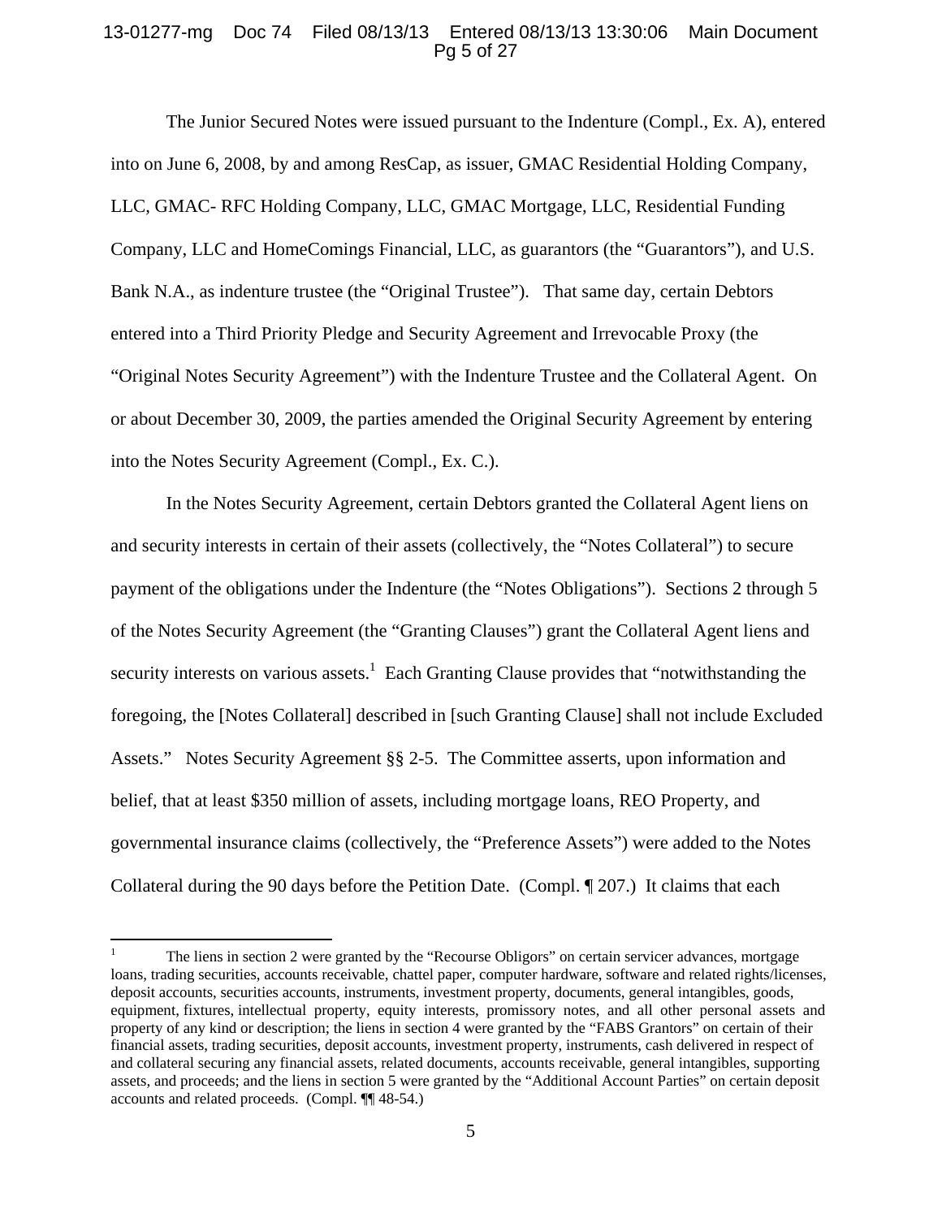The Junior Secured Notes were issued pursuant to the Indenture (Compl., Ex. A), entered into on June 6, 2008, by and among ResCap, as issuer, GMAC Residential Holding Company, LLC, GMAC- RFC Holding Company, LLC, GMAC Mortgage, LLC, Residential Funding Company, LLC and HomeComings Financial, LLC, as guarantors (the "Guarantors"), and U.S. Bank N.A., as indenture trustee (the "Original Trustee"). That same day, certain Debtors entered into a Third Priority Pledge and Security Agreement and Irrevocable Proxy (the "Original Notes Security Agreement") with the Indenture Trustee and the Collateral Agent. On or about December 30, 2009, the parties amended the Original Security Agreement by entering into the Notes Security Agreement (Compl., Ex. C.).

In the Notes Security Agreement, certain Debtors granted the Collateral Agent liens on and security interests in certain of their assets (collectively, the "Notes Collateral") to secure payment of the obligations under the Indenture (the "Notes Obligations"). Sections 2 through 5 of the Notes Security Agreement (the "Granting Clauses") grant the Collateral Agent liens and security interests on various assets.[1] Each Granting Clause provides that "notwithstanding the foregoing, the [Notes Collateral] described in [such Granting Clause] shall not include Excluded Assets." Notes Security Agreement §§ 2-5. The Committee asserts, upon information and belief, that at least $350 million of assets, including mortgage loans, REO Property, and governmental insurance claims (collectively, the "Preference Assets") were added to the Notes Collateral during the 90 days before the Petition Date. (Compl. ¶ 207.) It claims that each

---

[1] The liens in section 2 were granted by the "Recourse Obligors" on certain servicer advances, mortgage loans, trading securities, accounts receivable, chattel paper, computer hardware, software and related rights/licenses, deposit accounts, securities accounts, instruments, investment property, documents, general intangibles, goods, equipment, fixtures, intellectual property, equity interests, promissory notes, and all other personal assets and property of any kind or description; the liens in section 4 were granted by the "FABS Grantors" on certain of their financial assets, trading securities, deposit accounts, investment property, instruments, cash delivered in respect of and collateral securing any financial assets, related documents, accounts receivable, general intangibles, supporting assets, and proceeds; and the liens in section 5 were granted by the "Additional Account Parties" on certain deposit accounts and related proceeds. (Compl. ¶¶ 48-54.)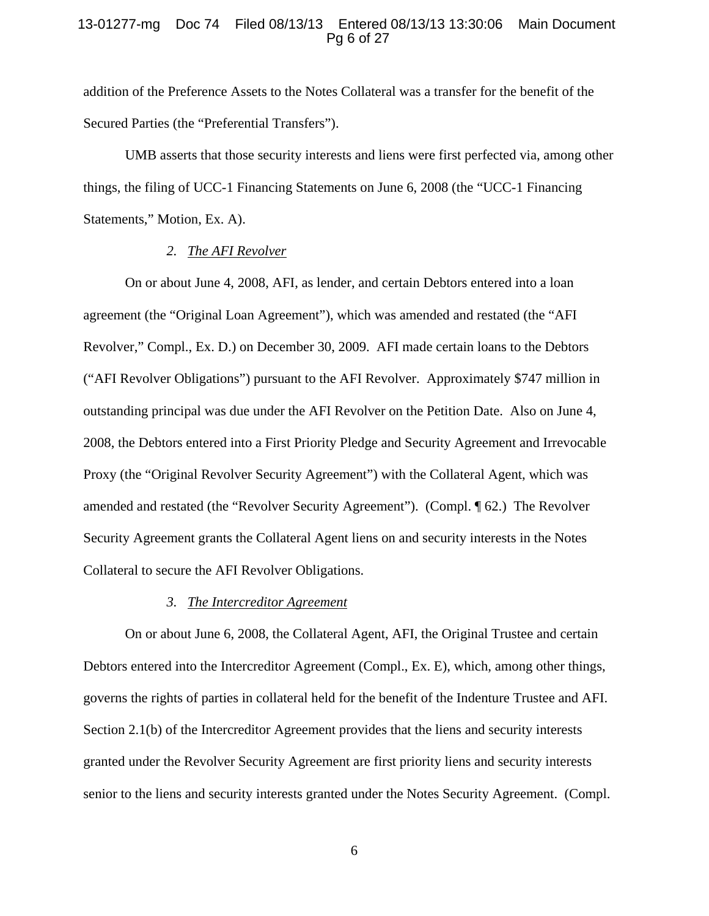addition of the Preference Assets to the Notes Collateral was a transfer for the benefit of the Secured Parties (the "Preferential Transfers").

UMB asserts that those security interests and liens were first perfected via, among other things, the filing of UCC-1 Financing Statements on June 6, 2008 (the "UCC-1 Financing Statements," Motion, Ex. A).

*2. The AFI Revolver*

On or about June 4, 2008, AFI, as lender, and certain Debtors entered into a loan agreement (the "Original Loan Agreement"), which was amended and restated (the "AFI Revolver," Compl., Ex. D.) on December 30, 2009. AFI made certain loans to the Debtors ("AFI Revolver Obligations") pursuant to the AFI Revolver. Approximately $747 million in outstanding principal was due under the AFI Revolver on the Petition Date. Also on June 4, 2008, the Debtors entered into a First Priority Pledge and Security Agreement and Irrevocable Proxy (the "Original Revolver Security Agreement") with the Collateral Agent, which was amended and restated (the "Revolver Security Agreement"). (Compl. ¶ 62.) The Revolver Security Agreement grants the Collateral Agent liens on and security interests in the Notes Collateral to secure the AFI Revolver Obligations.

*3. The Intercreditor Agreement*

On or about June 6, 2008, the Collateral Agent, AFI, the Original Trustee and certain Debtors entered into the Intercreditor Agreement (Compl., Ex. E), which, among other things, governs the rights of parties in collateral held for the benefit of the Indenture Trustee and AFI. Section 2.1(b) of the Intercreditor Agreement provides that the liens and security interests granted under the Revolver Security Agreement are first priority liens and security interests senior to the liens and security interests granted under the Notes Security Agreement. (Compl.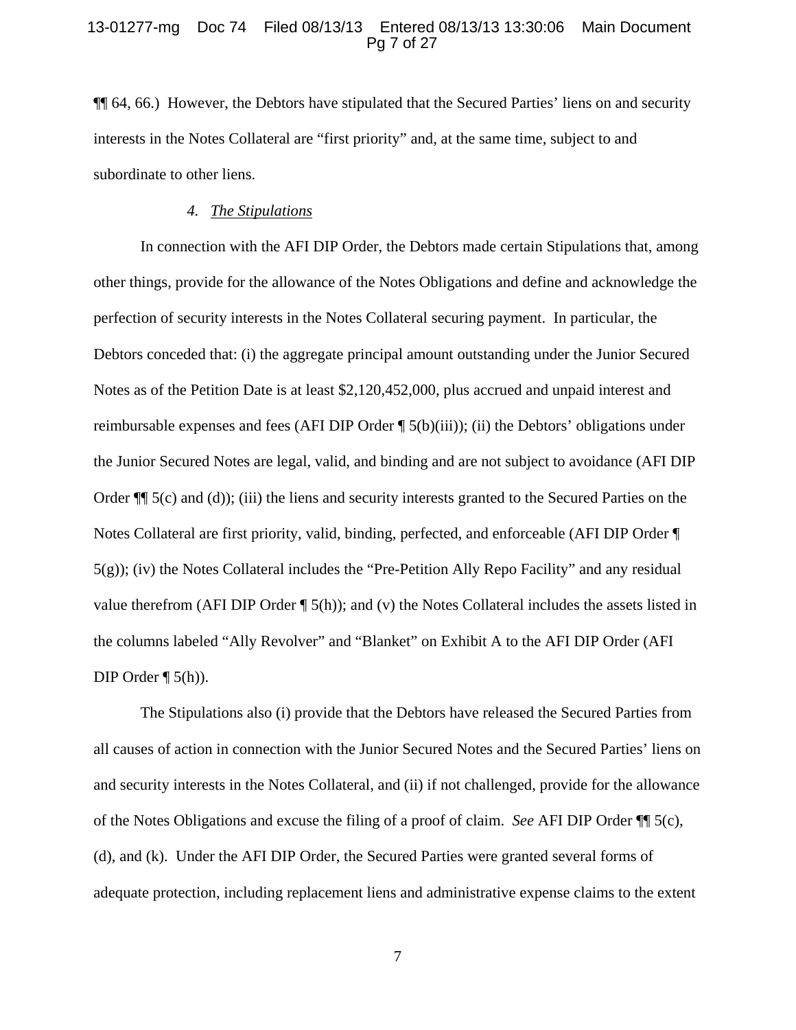¶¶ 64, 66.) However, the Debtors have stipulated that the Secured Parties' liens on and security interests in the Notes Collateral are "first priority" and, at the same time, subject to and subordinate to other liens.

### 4. *The Stipulations*

In connection with the AFI DIP Order, the Debtors made certain Stipulations that, among other things, provide for the allowance of the Notes Obligations and define and acknowledge the perfection of security interests in the Notes Collateral securing payment. In particular, the Debtors conceded that: (i) the aggregate principal amount outstanding under the Junior Secured Notes as of the Petition Date is at least $2,120,452,000, plus accrued and unpaid interest and reimbursable expenses and fees (AFI DIP Order ¶ 5(b)(iii)); (ii) the Debtors' obligations under the Junior Secured Notes are legal, valid, and binding and are not subject to avoidance (AFI DIP Order ¶¶ 5(c) and (d)); (iii) the liens and security interests granted to the Secured Parties on the Notes Collateral are first priority, valid, binding, perfected, and enforceable (AFI DIP Order ¶ 5(g)); (iv) the Notes Collateral includes the "Pre-Petition Ally Repo Facility" and any residual value therefrom (AFI DIP Order ¶ 5(h)); and (v) the Notes Collateral includes the assets listed in the columns labeled "Ally Revolver" and "Blanket" on Exhibit A to the AFI DIP Order (AFI DIP Order ¶ 5(h)).

The Stipulations also (i) provide that the Debtors have released the Secured Parties from all causes of action in connection with the Junior Secured Notes and the Secured Parties' liens on and security interests in the Notes Collateral, and (ii) if not challenged, provide for the allowance of the Notes Obligations and excuse the filing of a proof of claim. *See* AFI DIP Order ¶¶ 5(c), (d), and (k). Under the AFI DIP Order, the Secured Parties were granted several forms of adequate protection, including replacement liens and administrative expense claims to the extent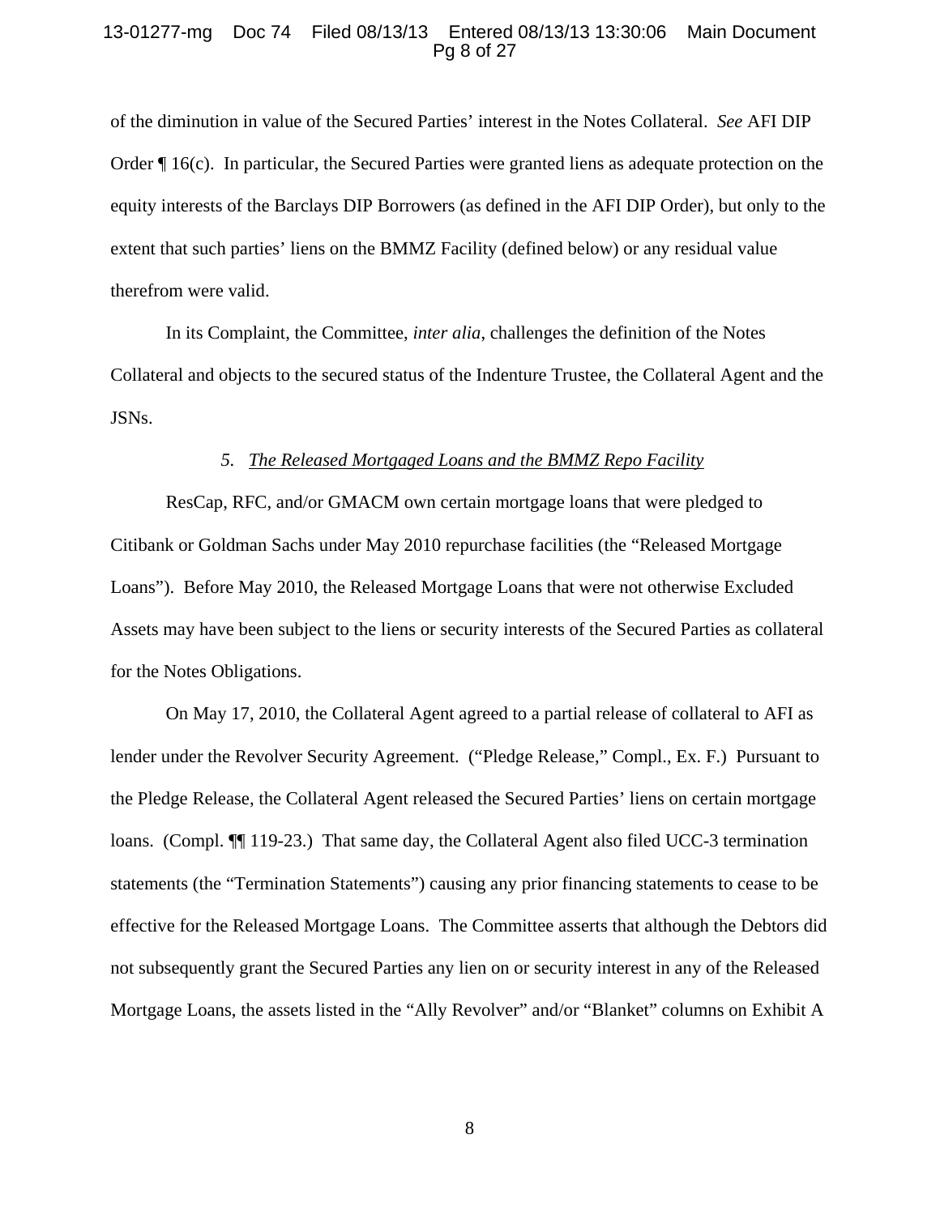of the diminution in value of the Secured Parties' interest in the Notes Collateral. *See* AFI DIP Order ¶ 16(c). In particular, the Secured Parties were granted liens as adequate protection on the equity interests of the Barclays DIP Borrowers (as defined in the AFI DIP Order), but only to the extent that such parties' liens on the BMMZ Facility (defined below) or any residual value therefrom were valid.

In its Complaint, the Committee, *inter alia*, challenges the definition of the Notes Collateral and objects to the secured status of the Indenture Trustee, the Collateral Agent and the JSNs.

*5. The Released Mortgaged Loans and the BMMZ Repo Facility*

ResCap, RFC, and/or GMACM own certain mortgage loans that were pledged to Citibank or Goldman Sachs under May 2010 repurchase facilities (the "Released Mortgage Loans"). Before May 2010, the Released Mortgage Loans that were not otherwise Excluded Assets may have been subject to the liens or security interests of the Secured Parties as collateral for the Notes Obligations.

On May 17, 2010, the Collateral Agent agreed to a partial release of collateral to AFI as lender under the Revolver Security Agreement. ("Pledge Release," Compl., Ex. F.) Pursuant to the Pledge Release, the Collateral Agent released the Secured Parties' liens on certain mortgage loans. (Compl. ¶¶ 119-23.) That same day, the Collateral Agent also filed UCC-3 termination statements (the "Termination Statements") causing any prior financing statements to cease to be effective for the Released Mortgage Loans. The Committee asserts that although the Debtors did not subsequently grant the Secured Parties any lien on or security interest in any of the Released Mortgage Loans, the assets listed in the "Ally Revolver" and/or "Blanket" columns on Exhibit A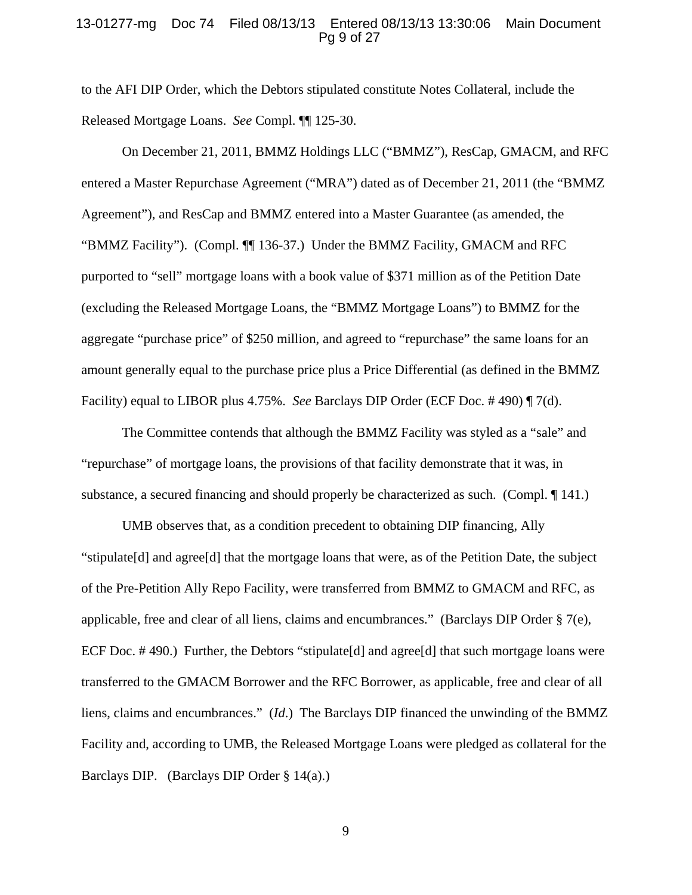to the AFI DIP Order, which the Debtors stipulated constitute Notes Collateral, include the Released Mortgage Loans. *See* Compl. ¶¶ 125-30.

On December 21, 2011, BMMZ Holdings LLC ("BMMZ"), ResCap, GMACM, and RFC entered a Master Repurchase Agreement ("MRA") dated as of December 21, 2011 (the "BMMZ Agreement"), and ResCap and BMMZ entered into a Master Guarantee (as amended, the "BMMZ Facility"). (Compl. ¶¶ 136-37.) Under the BMMZ Facility, GMACM and RFC purported to "sell" mortgage loans with a book value of $371 million as of the Petition Date (excluding the Released Mortgage Loans, the "BMMZ Mortgage Loans") to BMMZ for the aggregate "purchase price" of $250 million, and agreed to "repurchase" the same loans for an amount generally equal to the purchase price plus a Price Differential (as defined in the BMMZ Facility) equal to LIBOR plus 4.75%. *See* Barclays DIP Order (ECF Doc. # 490) ¶ 7(d).

The Committee contends that although the BMMZ Facility was styled as a "sale" and "repurchase" of mortgage loans, the provisions of that facility demonstrate that it was, in substance, a secured financing and should properly be characterized as such. (Compl. ¶ 141.)

UMB observes that, as a condition precedent to obtaining DIP financing, Ally "stipulate[d] and agree[d] that the mortgage loans that were, as of the Petition Date, the subject of the Pre-Petition Ally Repo Facility, were transferred from BMMZ to GMACM and RFC, as applicable, free and clear of all liens, claims and encumbrances." (Barclays DIP Order § 7(e), ECF Doc. # 490.) Further, the Debtors "stipulate[d] and agree[d] that such mortgage loans were transferred to the GMACM Borrower and the RFC Borrower, as applicable, free and clear of all liens, claims and encumbrances." (*Id.*) The Barclays DIP financed the unwinding of the BMMZ Facility and, according to UMB, the Released Mortgage Loans were pledged as collateral for the Barclays DIP. (Barclays DIP Order § 14(a).)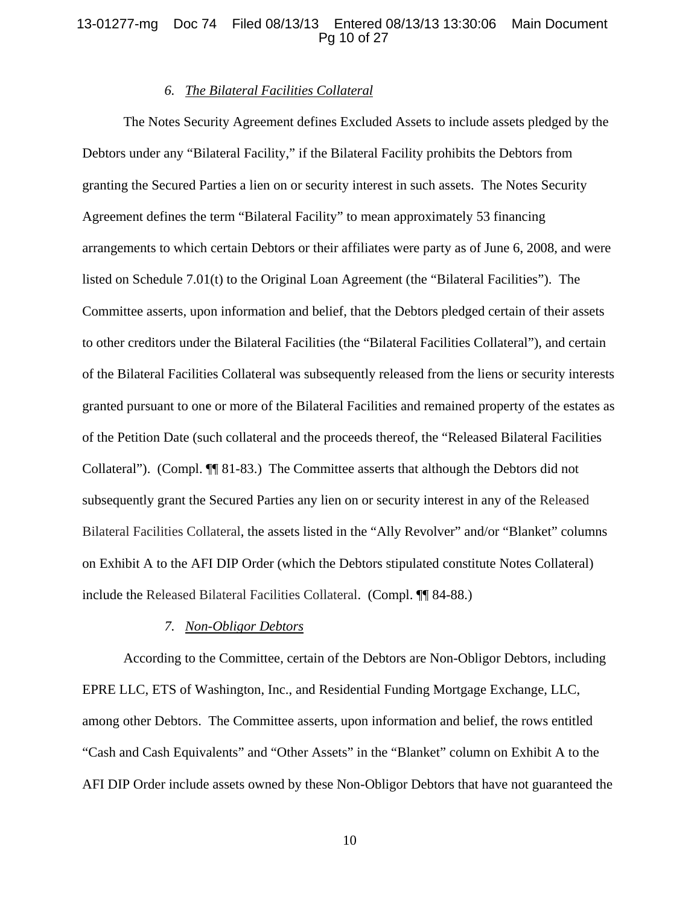### 6. *The Bilateral Facilities Collateral*

The Notes Security Agreement defines Excluded Assets to include assets pledged by the Debtors under any "Bilateral Facility," if the Bilateral Facility prohibits the Debtors from granting the Secured Parties a lien on or security interest in such assets. The Notes Security Agreement defines the term "Bilateral Facility" to mean approximately 53 financing arrangements to which certain Debtors or their affiliates were party as of June 6, 2008, and were listed on Schedule 7.01(t) to the Original Loan Agreement (the "Bilateral Facilities"). The Committee asserts, upon information and belief, that the Debtors pledged certain of their assets to other creditors under the Bilateral Facilities (the "Bilateral Facilities Collateral"), and certain of the Bilateral Facilities Collateral was subsequently released from the liens or security interests granted pursuant to one or more of the Bilateral Facilities and remained property of the estates as of the Petition Date (such collateral and the proceeds thereof, the "Released Bilateral Facilities Collateral"). (Compl. ¶¶ 81-83.) The Committee asserts that although the Debtors did not subsequently grant the Secured Parties any lien on or security interest in any of the Released Bilateral Facilities Collateral, the assets listed in the "Ally Revolver" and/or "Blanket" columns on Exhibit A to the AFI DIP Order (which the Debtors stipulated constitute Notes Collateral) include the Released Bilateral Facilities Collateral. (Compl. ¶¶ 84-88.)

### 7. *Non-Obligor Debtors*

According to the Committee, certain of the Debtors are Non-Obligor Debtors, including EPRE LLC, ETS of Washington, Inc., and Residential Funding Mortgage Exchange, LLC, among other Debtors. The Committee asserts, upon information and belief, the rows entitled "Cash and Cash Equivalents" and "Other Assets" in the "Blanket" column on Exhibit A to the AFI DIP Order include assets owned by these Non-Obligor Debtors that have not guaranteed the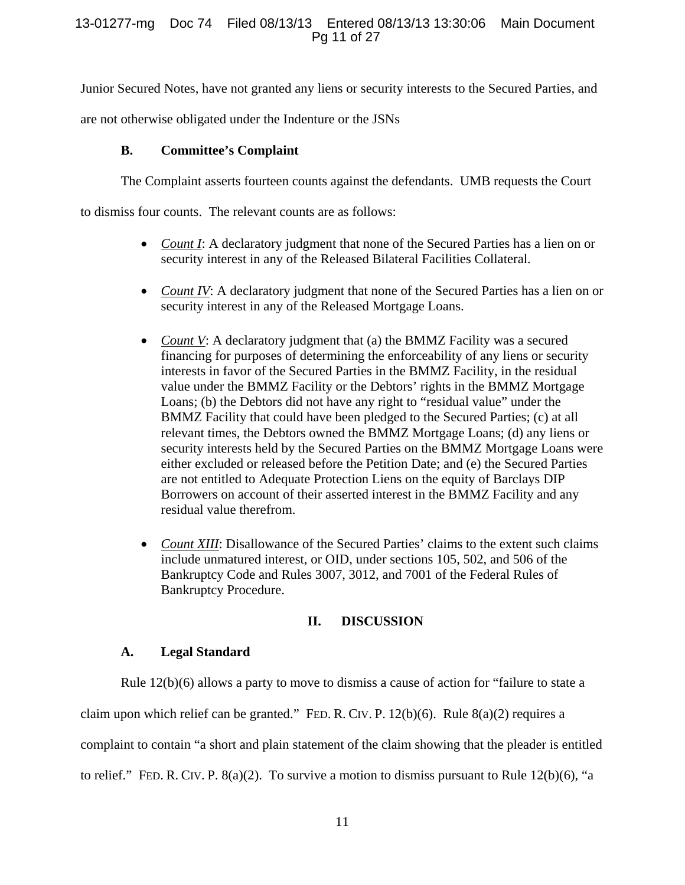Junior Secured Notes, have not granted any liens or security interests to the Secured Parties, and are not otherwise obligated under the Indenture or the JSNs

### B. Committee's Complaint

The Complaint asserts fourteen counts against the defendants. UMB requests the Court to dismiss four counts. The relevant counts are as follows:

- ***Count I***: A declaratory judgment that none of the Secured Parties has a lien on or security interest in any of the Released Bilateral Facilities Collateral.

- ***Count IV***: A declaratory judgment that none of the Secured Parties has a lien on or security interest in any of the Released Mortgage Loans.

- ***Count V***: A declaratory judgment that (a) the BMMZ Facility was a secured financing for purposes of determining the enforceability of any liens or security interests in favor of the Secured Parties in the BMMZ Facility, in the residual value under the BMMZ Facility or the Debtors' rights in the BMMZ Mortgage Loans; (b) the Debtors did not have any right to "residual value" under the BMMZ Facility that could have been pledged to the Secured Parties; (c) at all relevant times, the Debtors owned the BMMZ Mortgage Loans; (d) any liens or security interests held by the Secured Parties on the BMMZ Mortgage Loans were either excluded or released before the Petition Date; and (e) the Secured Parties are not entitled to Adequate Protection Liens on the equity of Barclays DIP Borrowers on account of their asserted interest in the BMMZ Facility and any residual value therefrom.

- ***Count XIII***: Disallowance of the Secured Parties' claims to the extent such claims include unmatured interest, or OID, under sections 105, 502, and 506 of the Bankruptcy Code and Rules 3007, 3012, and 7001 of the Federal Rules of Bankruptcy Procedure.

## II. DISCUSSION

### A. Legal Standard

Rule 12(b)(6) allows a party to move to dismiss a cause of action for "failure to state a claim upon which relief can be granted." FED. R. CIV. P. 12(b)(6). Rule 8(a)(2) requires a complaint to contain "a short and plain statement of the claim showing that the pleader is entitled to relief." FED. R. CIV. P. 8(a)(2). To survive a motion to dismiss pursuant to Rule 12(b)(6), "a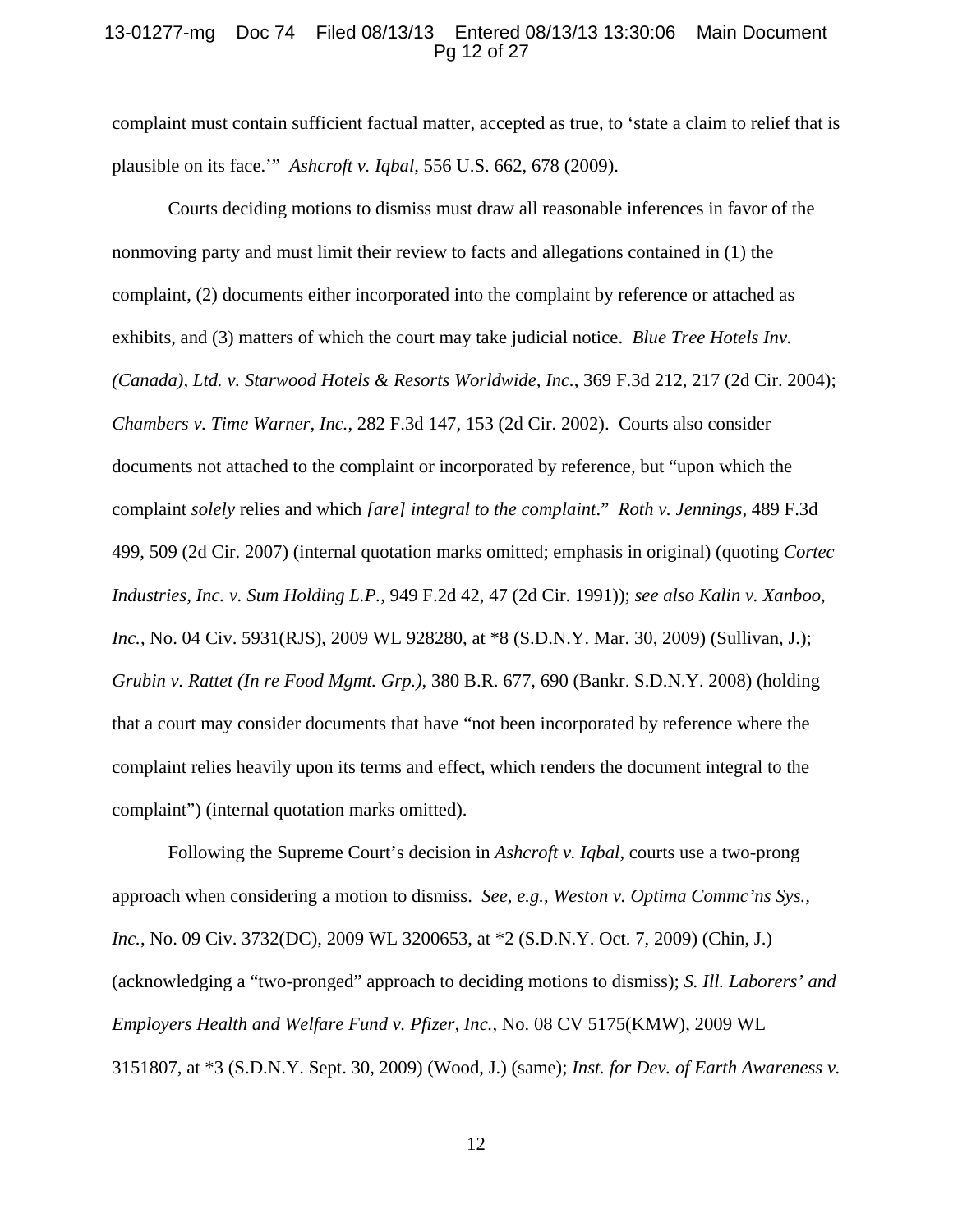complaint must contain sufficient factual matter, accepted as true, to 'state a claim to relief that is plausible on its face.'" *Ashcroft v. Iqbal*, 556 U.S. 662, 678 (2009).

Courts deciding motions to dismiss must draw all reasonable inferences in favor of the nonmoving party and must limit their review to facts and allegations contained in (1) the complaint, (2) documents either incorporated into the complaint by reference or attached as exhibits, and (3) matters of which the court may take judicial notice. *Blue Tree Hotels Inv. (Canada), Ltd. v. Starwood Hotels & Resorts Worldwide, Inc.*, 369 F.3d 212, 217 (2d Cir. 2004); *Chambers v. Time Warner, Inc.*, 282 F.3d 147, 153 (2d Cir. 2002). Courts also consider documents not attached to the complaint or incorporated by reference, but "upon which the complaint *solely* relies and which *[are] integral to the complaint*." *Roth v. Jennings*, 489 F.3d 499, 509 (2d Cir. 2007) (internal quotation marks omitted; emphasis in original) (quoting *Cortec Industries, Inc. v. Sum Holding L.P.*, 949 F.2d 42, 47 (2d Cir. 1991)); *see also Kalin v. Xanboo, Inc.*, No. 04 Civ. 5931(RJS), 2009 WL 928280, at *8 (S.D.N.Y. Mar. 30, 2009) (Sullivan, J.); *Grubin v. Rattet (In re Food Mgmt. Grp.)*, 380 B.R. 677, 690 (Bankr. S.D.N.Y. 2008) (holding that a court may consider documents that have "not been incorporated by reference where the complaint relies heavily upon its terms and effect, which renders the document integral to the complaint") (internal quotation marks omitted).

Following the Supreme Court's decision in *Ashcroft v. Iqbal*, courts use a two-prong approach when considering a motion to dismiss. *See, e.g.*, *Weston v. Optima Commc'ns Sys., Inc.*, No. 09 Civ. 3732(DC), 2009 WL 3200653, at *2 (S.D.N.Y. Oct. 7, 2009) (Chin, J.) (acknowledging a "two-pronged" approach to deciding motions to dismiss); *S. Ill. Laborers' and Employers Health and Welfare Fund v. Pfizer, Inc.*, No. 08 CV 5175(KMW), 2009 WL 3151807, at *3 (S.D.N.Y. Sept. 30, 2009) (Wood, J.) (same); *Inst. for Dev. of Earth Awareness v.*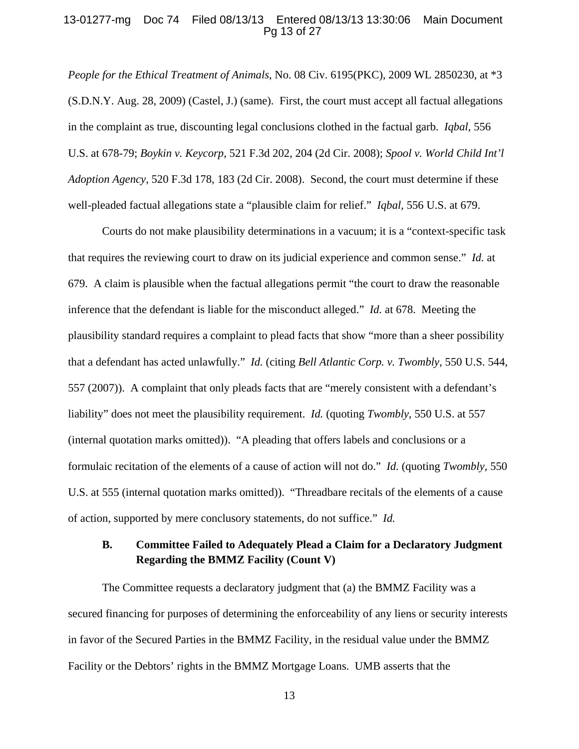*People for the Ethical Treatment of Animals*, No. 08 Civ. 6195(PKC), 2009 WL 2850230, at *3 (S.D.N.Y. Aug. 28, 2009) (Castel, J.) (same). First, the court must accept all factual allegations in the complaint as true, discounting legal conclusions clothed in the factual garb. *Iqbal*, 556 U.S. at 678-79; *Boykin v. Keycorp*, 521 F.3d 202, 204 (2d Cir. 2008); *Spool v. World Child Int'l Adoption Agency*, 520 F.3d 178, 183 (2d Cir. 2008). Second, the court must determine if these well-pleaded factual allegations state a "plausible claim for relief." *Iqbal*, 556 U.S. at 679.

Courts do not make plausibility determinations in a vacuum; it is a "context-specific task that requires the reviewing court to draw on its judicial experience and common sense." *Id.* at 679. A claim is plausible when the factual allegations permit "the court to draw the reasonable inference that the defendant is liable for the misconduct alleged." *Id.* at 678. Meeting the plausibility standard requires a complaint to plead facts that show "more than a sheer possibility that a defendant has acted unlawfully." *Id.* (citing *Bell Atlantic Corp. v. Twombly*, 550 U.S. 544, 557 (2007)). A complaint that only pleads facts that are "merely consistent with a defendant's liability" does not meet the plausibility requirement. *Id.* (quoting *Twombly*, 550 U.S. at 557 (internal quotation marks omitted)). "A pleading that offers labels and conclusions or a formulaic recitation of the elements of a cause of action will not do." *Id.* (quoting *Twombly*, 550 U.S. at 555 (internal quotation marks omitted)). "Threadbare recitals of the elements of a cause of action, supported by mere conclusory statements, do not suffice." *Id.*

### B. Committee Failed to Adequately Plead a Claim for a Declaratory Judgment Regarding the BMMZ Facility (Count V)

The Committee requests a declaratory judgment that (a) the BMMZ Facility was a secured financing for purposes of determining the enforceability of any liens or security interests in favor of the Secured Parties in the BMMZ Facility, in the residual value under the BMMZ Facility or the Debtors' rights in the BMMZ Mortgage Loans. UMB asserts that the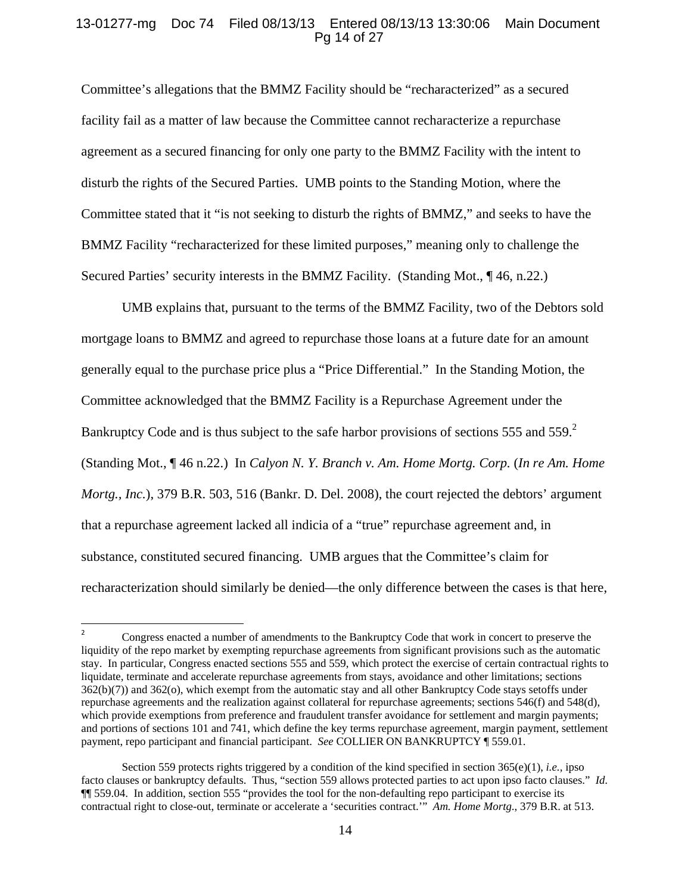Committee's allegations that the BMMZ Facility should be "recharacterized" as a secured facility fail as a matter of law because the Committee cannot recharacterize a repurchase agreement as a secured financing for only one party to the BMMZ Facility with the intent to disturb the rights of the Secured Parties. UMB points to the Standing Motion, where the Committee stated that it "is not seeking to disturb the rights of BMMZ," and seeks to have the BMMZ Facility "recharacterized for these limited purposes," meaning only to challenge the Secured Parties' security interests in the BMMZ Facility. (Standing Mot., ¶ 46, n.22.)

UMB explains that, pursuant to the terms of the BMMZ Facility, two of the Debtors sold mortgage loans to BMMZ and agreed to repurchase those loans at a future date for an amount generally equal to the purchase price plus a "Price Differential." In the Standing Motion, the Committee acknowledged that the BMMZ Facility is a Repurchase Agreement under the Bankruptcy Code and is thus subject to the safe harbor provisions of sections 555 and 559.[2] (Standing Mot., ¶ 46 n.22.) In *Calyon N. Y. Branch v. Am. Home Mortg. Corp.* (*In re Am. Home Mortg., Inc.*), 379 B.R. 503, 516 (Bankr. D. Del. 2008), the court rejected the debtors' argument that a repurchase agreement lacked all indicia of a "true" repurchase agreement and, in substance, constituted secured financing. UMB argues that the Committee's claim for recharacterization should similarly be denied—the only difference between the cases is that here,

---

[2] Congress enacted a number of amendments to the Bankruptcy Code that work in concert to preserve the liquidity of the repo market by exempting repurchase agreements from significant provisions such as the automatic stay. In particular, Congress enacted sections 555 and 559, which protect the exercise of certain contractual rights to liquidate, terminate and accelerate repurchase agreements from stays, avoidance and other limitations; sections 362(b)(7)) and 362(o), which exempt from the automatic stay and all other Bankruptcy Code stays setoffs under repurchase agreements and the realization against collateral for repurchase agreements; sections 546(f) and 548(d), which provide exemptions from preference and fraudulent transfer avoidance for settlement and margin payments; and portions of sections 101 and 741, which define the key terms repurchase agreement, margin payment, settlement payment, repo participant and financial participant. *See* COLLIER ON BANKRUPTCY ¶ 559.01.

Section 559 protects rights triggered by a condition of the kind specified in section 365(e)(1), *i.e.,* ipso facto clauses or bankruptcy defaults. Thus, "section 559 allows protected parties to act upon ipso facto clauses." *Id*. ¶¶ 559.04. In addition, section 555 "provides the tool for the non-defaulting repo participant to exercise its contractual right to close-out, terminate or accelerate a 'securities contract.'" *Am. Home Mortg.*, 379 B.R. at 513.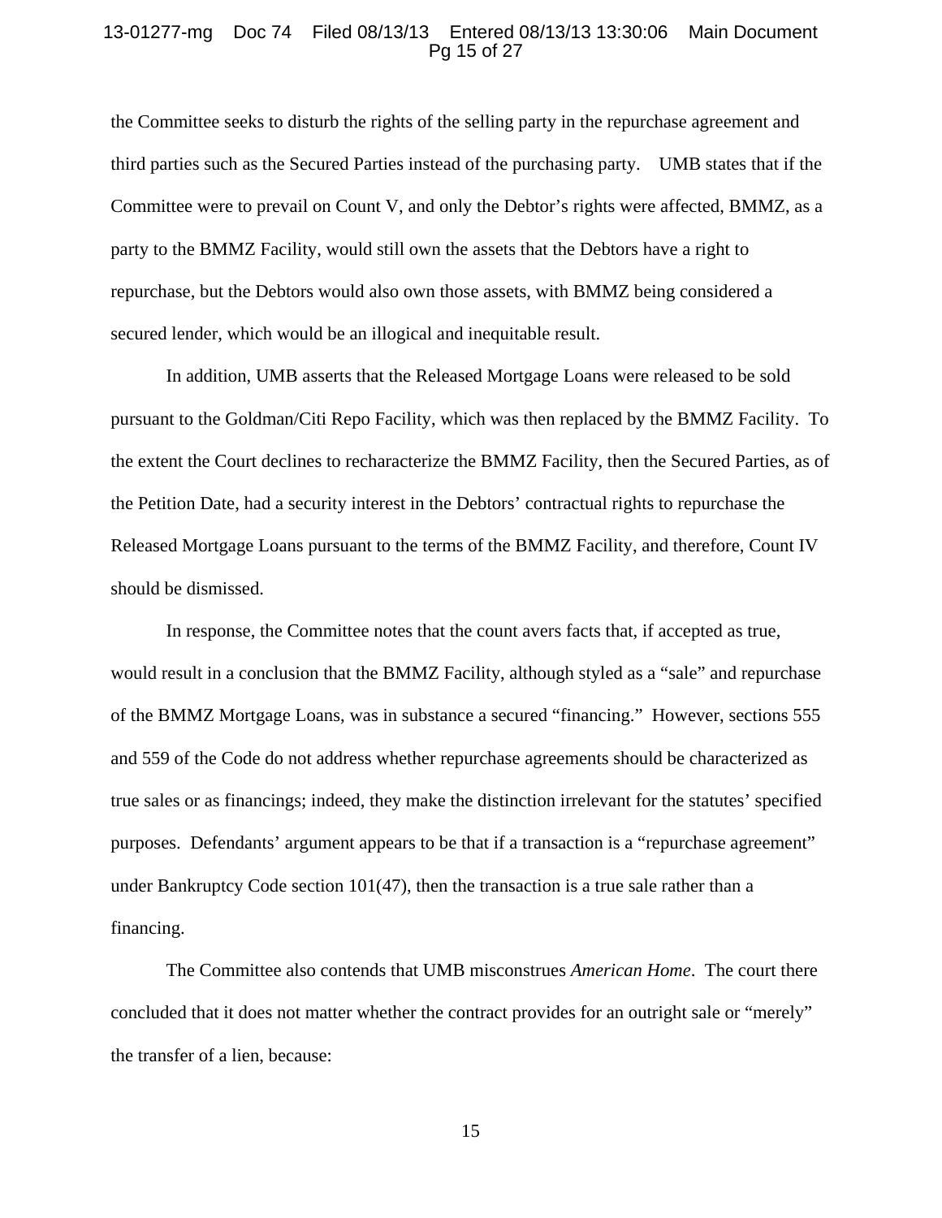the Committee seeks to disturb the rights of the selling party in the repurchase agreement and third parties such as the Secured Parties instead of the purchasing party. UMB states that if the Committee were to prevail on Count V, and only the Debtor's rights were affected, BMMZ, as a party to the BMMZ Facility, would still own the assets that the Debtors have a right to repurchase, but the Debtors would also own those assets, with BMMZ being considered a secured lender, which would be an illogical and inequitable result.

In addition, UMB asserts that the Released Mortgage Loans were released to be sold pursuant to the Goldman/Citi Repo Facility, which was then replaced by the BMMZ Facility. To the extent the Court declines to recharacterize the BMMZ Facility, then the Secured Parties, as of the Petition Date, had a security interest in the Debtors' contractual rights to repurchase the Released Mortgage Loans pursuant to the terms of the BMMZ Facility, and therefore, Count IV should be dismissed.

In response, the Committee notes that the count avers facts that, if accepted as true, would result in a conclusion that the BMMZ Facility, although styled as a "sale" and repurchase of the BMMZ Mortgage Loans, was in substance a secured "financing." However, sections 555 and 559 of the Code do not address whether repurchase agreements should be characterized as true sales or as financings; indeed, they make the distinction irrelevant for the statutes' specified purposes. Defendants' argument appears to be that if a transaction is a "repurchase agreement" under Bankruptcy Code section 101(47), then the transaction is a true sale rather than a financing.

The Committee also contends that UMB misconstrues *American Home*. The court there concluded that it does not matter whether the contract provides for an outright sale or "merely" the transfer of a lien, because: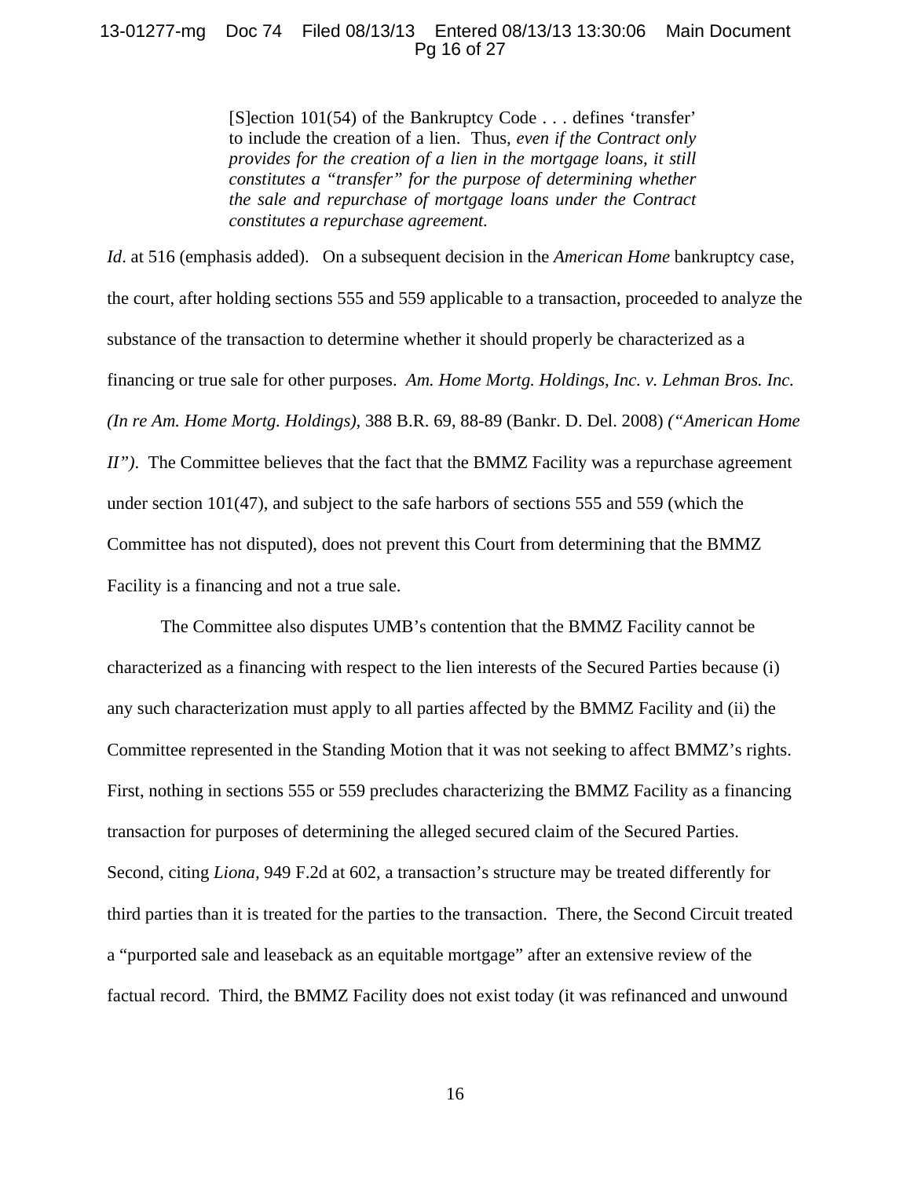> [S]ection 101(54) of the Bankruptcy Code . . . defines 'transfer' to include the creation of a lien. Thus, *even if the Contract only provides for the creation of a lien in the mortgage loans, it still constitutes a "transfer" for the purpose of determining whether the sale and repurchase of mortgage loans under the Contract constitutes a repurchase agreement.*

*Id*. at 516 (emphasis added). On a subsequent decision in the *American Home* bankruptcy case, the court, after holding sections 555 and 559 applicable to a transaction, proceeded to analyze the substance of the transaction to determine whether it should properly be characterized as a financing or true sale for other purposes. *Am. Home Mortg. Holdings, Inc. v. Lehman Bros. Inc. (In re Am. Home Mortg. Holdings),* 388 B.R. 69, 88-89 (Bankr. D. Del. 2008) *("American Home II").* The Committee believes that the fact that the BMMZ Facility was a repurchase agreement under section 101(47), and subject to the safe harbors of sections 555 and 559 (which the Committee has not disputed), does not prevent this Court from determining that the BMMZ Facility is a financing and not a true sale.

The Committee also disputes UMB's contention that the BMMZ Facility cannot be characterized as a financing with respect to the lien interests of the Secured Parties because (i) any such characterization must apply to all parties affected by the BMMZ Facility and (ii) the Committee represented in the Standing Motion that it was not seeking to affect BMMZ's rights. First, nothing in sections 555 or 559 precludes characterizing the BMMZ Facility as a financing transaction for purposes of determining the alleged secured claim of the Secured Parties. Second, citing *Liona*, 949 F.2d at 602, a transaction's structure may be treated differently for third parties than it is treated for the parties to the transaction. There, the Second Circuit treated a "purported sale and leaseback as an equitable mortgage" after an extensive review of the factual record. Third, the BMMZ Facility does not exist today (it was refinanced and unwound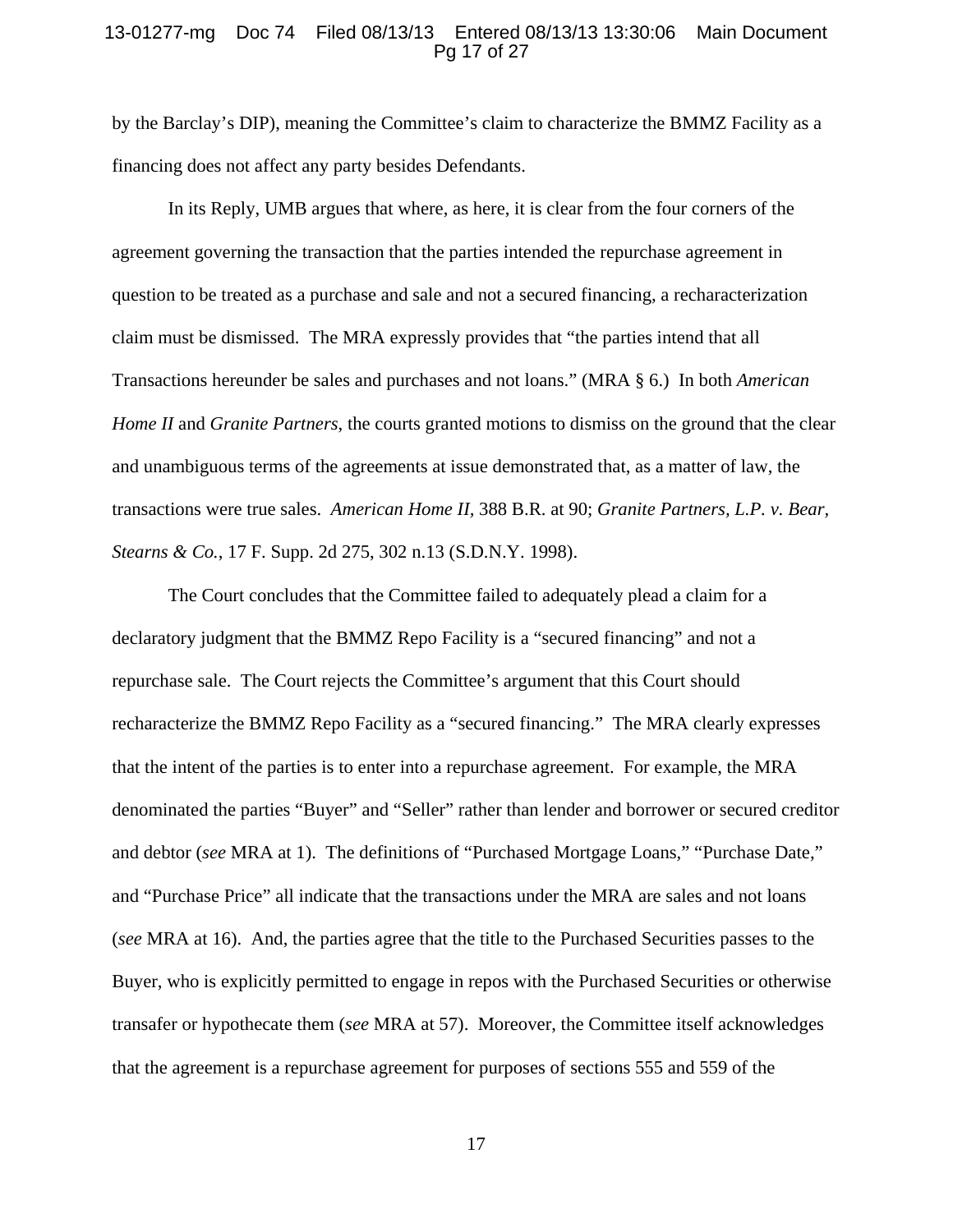by the Barclay's DIP), meaning the Committee's claim to characterize the BMMZ Facility as a financing does not affect any party besides Defendants.

In its Reply, UMB argues that where, as here, it is clear from the four corners of the agreement governing the transaction that the parties intended the repurchase agreement in question to be treated as a purchase and sale and not a secured financing, a recharacterization claim must be dismissed. The MRA expressly provides that "the parties intend that all Transactions hereunder be sales and purchases and not loans." (MRA § 6.) In both *American Home II* and *Granite Partners*, the courts granted motions to dismiss on the ground that the clear and unambiguous terms of the agreements at issue demonstrated that, as a matter of law, the transactions were true sales. *American Home II,* 388 B.R. at 90; *Granite Partners, L.P. v. Bear, Stearns & Co.*, 17 F. Supp. 2d 275, 302 n.13 (S.D.N.Y. 1998).

The Court concludes that the Committee failed to adequately plead a claim for a declaratory judgment that the BMMZ Repo Facility is a "secured financing" and not a repurchase sale. The Court rejects the Committee's argument that this Court should recharacterize the BMMZ Repo Facility as a "secured financing." The MRA clearly expresses that the intent of the parties is to enter into a repurchase agreement. For example, the MRA denominated the parties "Buyer" and "Seller" rather than lender and borrower or secured creditor and debtor (*see* MRA at 1). The definitions of "Purchased Mortgage Loans," "Purchase Date," and "Purchase Price" all indicate that the transactions under the MRA are sales and not loans (*see* MRA at 16). And, the parties agree that the title to the Purchased Securities passes to the Buyer, who is explicitly permitted to engage in repos with the Purchased Securities or otherwise transafer or hypothecate them (*see* MRA at 57). Moreover, the Committee itself acknowledges that the agreement is a repurchase agreement for purposes of sections 555 and 559 of the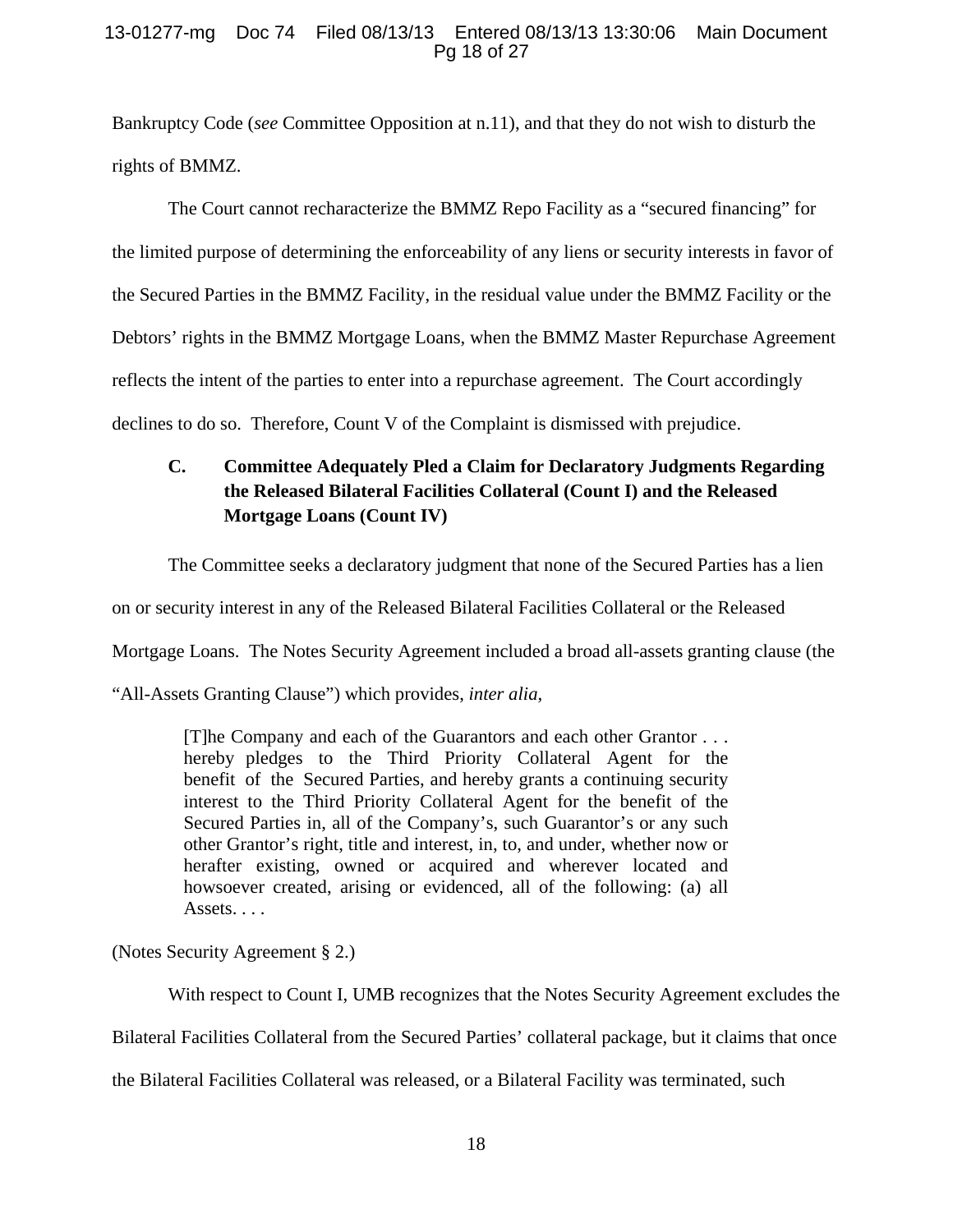Bankruptcy Code (*see* Committee Opposition at n.11), and that they do not wish to disturb the rights of BMMZ.

The Court cannot recharacterize the BMMZ Repo Facility as a "secured financing" for the limited purpose of determining the enforceability of any liens or security interests in favor of the Secured Parties in the BMMZ Facility, in the residual value under the BMMZ Facility or the Debtors' rights in the BMMZ Mortgage Loans, when the BMMZ Master Repurchase Agreement reflects the intent of the parties to enter into a repurchase agreement. The Court accordingly declines to do so. Therefore, Count V of the Complaint is dismissed with prejudice.

### C. Committee Adequately Pled a Claim for Declaratory Judgments Regarding the Released Bilateral Facilities Collateral (Count I) and the Released Mortgage Loans (Count IV)

The Committee seeks a declaratory judgment that none of the Secured Parties has a lien on or security interest in any of the Released Bilateral Facilities Collateral or the Released Mortgage Loans. The Notes Security Agreement included a broad all-assets granting clause (the "All-Assets Granting Clause") which provides, *inter alia*,

> [T]he Company and each of the Guarantors and each other Grantor . . . hereby pledges to the Third Priority Collateral Agent for the benefit of the Secured Parties, and hereby grants a continuing security interest to the Third Priority Collateral Agent for the benefit of the Secured Parties in, all of the Company's, such Guarantor's or any such other Grantor's right, title and interest, in, to, and under, whether now or herafter existing, owned or acquired and wherever located and howsoever created, arising or evidenced, all of the following: (a) all Assets. . . .

(Notes Security Agreement § 2.)

With respect to Count I, UMB recognizes that the Notes Security Agreement excludes the Bilateral Facilities Collateral from the Secured Parties' collateral package, but it claims that once the Bilateral Facilities Collateral was released, or a Bilateral Facility was terminated, such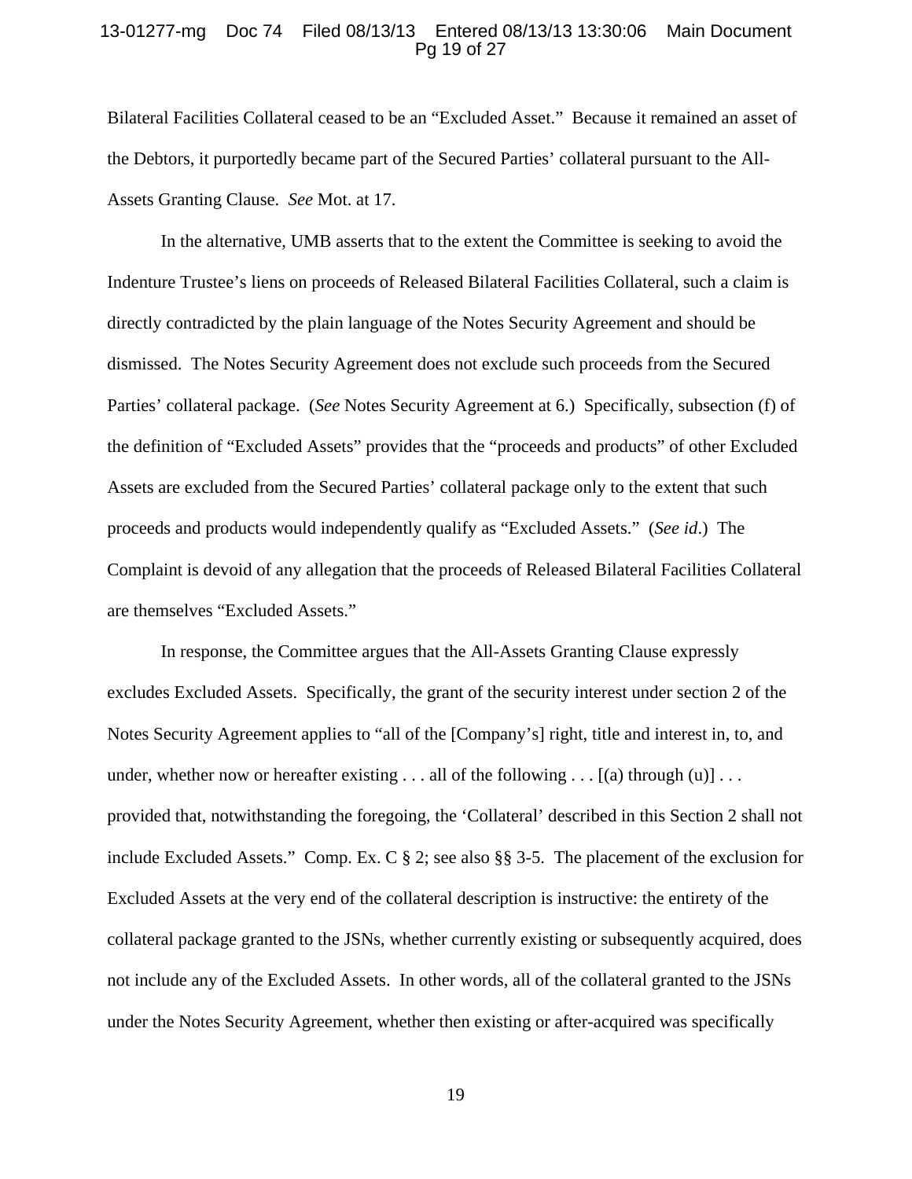Bilateral Facilities Collateral ceased to be an "Excluded Asset." Because it remained an asset of the Debtors, it purportedly became part of the Secured Parties' collateral pursuant to the All-Assets Granting Clause. *See* Mot. at 17.

In the alternative, UMB asserts that to the extent the Committee is seeking to avoid the Indenture Trustee's liens on proceeds of Released Bilateral Facilities Collateral, such a claim is directly contradicted by the plain language of the Notes Security Agreement and should be dismissed. The Notes Security Agreement does not exclude such proceeds from the Secured Parties' collateral package. (*See* Notes Security Agreement at 6.) Specifically, subsection (f) of the definition of "Excluded Assets" provides that the "proceeds and products" of other Excluded Assets are excluded from the Secured Parties' collateral package only to the extent that such proceeds and products would independently qualify as "Excluded Assets." (*See id*.) The Complaint is devoid of any allegation that the proceeds of Released Bilateral Facilities Collateral are themselves "Excluded Assets."

In response, the Committee argues that the All-Assets Granting Clause expressly excludes Excluded Assets. Specifically, the grant of the security interest under section 2 of the Notes Security Agreement applies to "all of the [Company's] right, title and interest in, to, and under, whether now or hereafter existing . . . all of the following . . . [(a) through (u)] . . . provided that, notwithstanding the foregoing, the 'Collateral' described in this Section 2 shall not include Excluded Assets." Comp. Ex. C § 2; see also §§ 3-5. The placement of the exclusion for Excluded Assets at the very end of the collateral description is instructive: the entirety of the collateral package granted to the JSNs, whether currently existing or subsequently acquired, does not include any of the Excluded Assets. In other words, all of the collateral granted to the JSNs under the Notes Security Agreement, whether then existing or after-acquired was specifically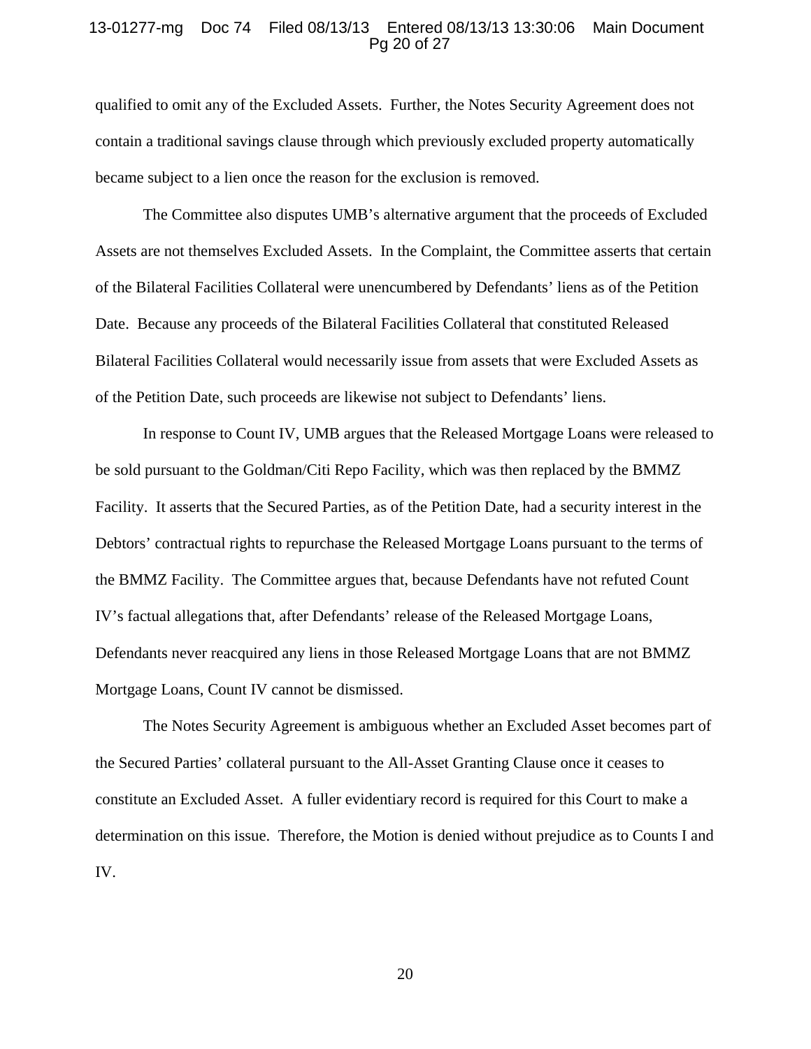qualified to omit any of the Excluded Assets. Further, the Notes Security Agreement does not contain a traditional savings clause through which previously excluded property automatically became subject to a lien once the reason for the exclusion is removed.

The Committee also disputes UMB's alternative argument that the proceeds of Excluded Assets are not themselves Excluded Assets. In the Complaint, the Committee asserts that certain of the Bilateral Facilities Collateral were unencumbered by Defendants' liens as of the Petition Date. Because any proceeds of the Bilateral Facilities Collateral that constituted Released Bilateral Facilities Collateral would necessarily issue from assets that were Excluded Assets as of the Petition Date, such proceeds are likewise not subject to Defendants' liens.

In response to Count IV, UMB argues that the Released Mortgage Loans were released to be sold pursuant to the Goldman/Citi Repo Facility, which was then replaced by the BMMZ Facility. It asserts that the Secured Parties, as of the Petition Date, had a security interest in the Debtors' contractual rights to repurchase the Released Mortgage Loans pursuant to the terms of the BMMZ Facility. The Committee argues that, because Defendants have not refuted Count IV's factual allegations that, after Defendants' release of the Released Mortgage Loans, Defendants never reacquired any liens in those Released Mortgage Loans that are not BMMZ Mortgage Loans, Count IV cannot be dismissed.

The Notes Security Agreement is ambiguous whether an Excluded Asset becomes part of the Secured Parties' collateral pursuant to the All-Asset Granting Clause once it ceases to constitute an Excluded Asset. A fuller evidentiary record is required for this Court to make a determination on this issue. Therefore, the Motion is denied without prejudice as to Counts I and IV.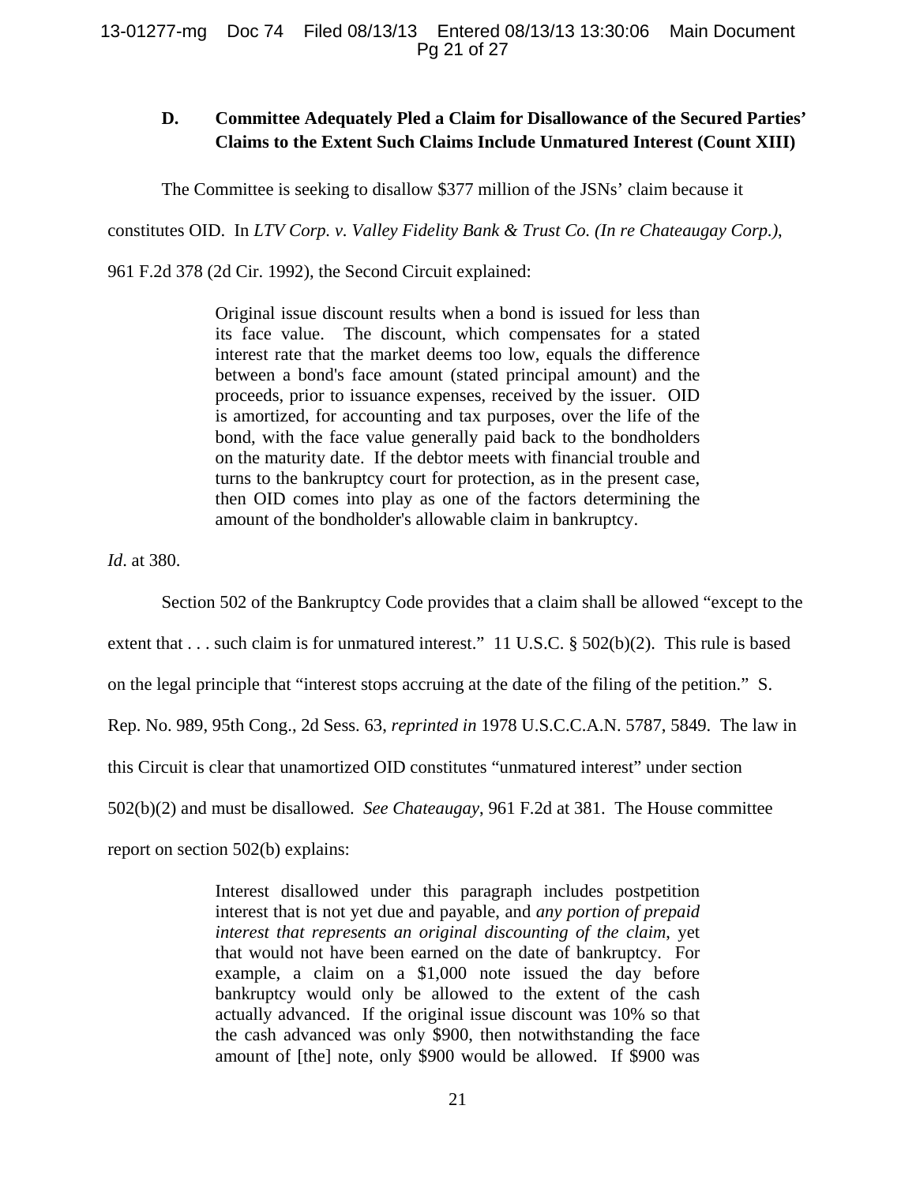### D. Committee Adequately Pled a Claim for Disallowance of the Secured Parties' Claims to the Extent Such Claims Include Unmatured Interest (Count XIII)

The Committee is seeking to disallow $377 million of the JSNs' claim because it constitutes OID. In *LTV Corp. v. Valley Fidelity Bank & Trust Co. (In re Chateaugay Corp.)*, 961 F.2d 378 (2d Cir. 1992), the Second Circuit explained:

> Original issue discount results when a bond is issued for less than its face value. The discount, which compensates for a stated interest rate that the market deems too low, equals the difference between a bond's face amount (stated principal amount) and the proceeds, prior to issuance expenses, received by the issuer. OID is amortized, for accounting and tax purposes, over the life of the bond, with the face value generally paid back to the bondholders on the maturity date. If the debtor meets with financial trouble and turns to the bankruptcy court for protection, as in the present case, then OID comes into play as one of the factors determining the amount of the bondholder's allowable claim in bankruptcy.

*Id*. at 380.

Section 502 of the Bankruptcy Code provides that a claim shall be allowed "except to the extent that . . . such claim is for unmatured interest." 11 U.S.C. § 502(b)(2). This rule is based on the legal principle that "interest stops accruing at the date of the filing of the petition." S. Rep. No. 989, 95th Cong., 2d Sess. 63, *reprinted in* 1978 U.S.C.C.A.N. 5787, 5849. The law in this Circuit is clear that unamortized OID constitutes "unmatured interest" under section 502(b)(2) and must be disallowed. *See Chateaugay*, 961 F.2d at 381. The House committee report on section 502(b) explains:

> Interest disallowed under this paragraph includes postpetition interest that is not yet due and payable, and *any portion of prepaid interest that represents an original discounting of the claim*, yet that would not have been earned on the date of bankruptcy. For example, a claim on a $1,000 note issued the day before bankruptcy would only be allowed to the extent of the cash actually advanced. If the original issue discount was 10% so that the cash advanced was only $900, then notwithstanding the face amount of [the] note, only $900 would be allowed. If $900 was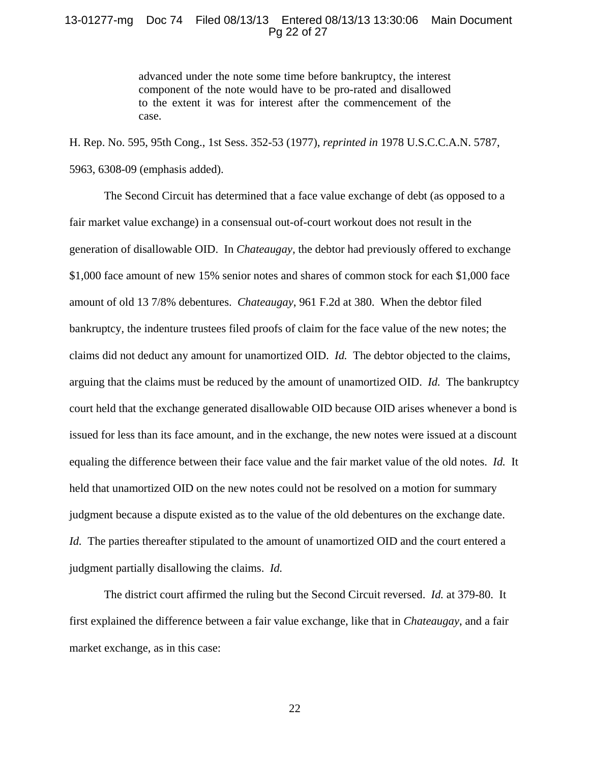> advanced under the note some time before bankruptcy, the interest component of the note would have to be pro-rated and disallowed to the extent it was for interest after the commencement of the case.

H. Rep. No. 595, 95th Cong., 1st Sess. 352-53 (1977), *reprinted in* 1978 U.S.C.C.A.N. 5787, 5963, 6308-09 (emphasis added).

The Second Circuit has determined that a face value exchange of debt (as opposed to a fair market value exchange) in a consensual out-of-court workout does not result in the generation of disallowable OID. In *Chateaugay*, the debtor had previously offered to exchange $1,000 face amount of new 15% senior notes and shares of common stock for each $1,000 face amount of old 13 7/8% debentures. *Chateaugay*, 961 F.2d at 380. When the debtor filed bankruptcy, the indenture trustees filed proofs of claim for the face value of the new notes; the claims did not deduct any amount for unamortized OID. *Id.* The debtor objected to the claims, arguing that the claims must be reduced by the amount of unamortized OID. *Id.* The bankruptcy court held that the exchange generated disallowable OID because OID arises whenever a bond is issued for less than its face amount, and in the exchange, the new notes were issued at a discount equaling the difference between their face value and the fair market value of the old notes. *Id.* It held that unamortized OID on the new notes could not be resolved on a motion for summary judgment because a dispute existed as to the value of the old debentures on the exchange date. *Id.* The parties thereafter stipulated to the amount of unamortized OID and the court entered a judgment partially disallowing the claims. *Id.*

The district court affirmed the ruling but the Second Circuit reversed. *Id.* at 379-80. It first explained the difference between a fair value exchange, like that in *Chateaugay*, and a fair market exchange, as in this case: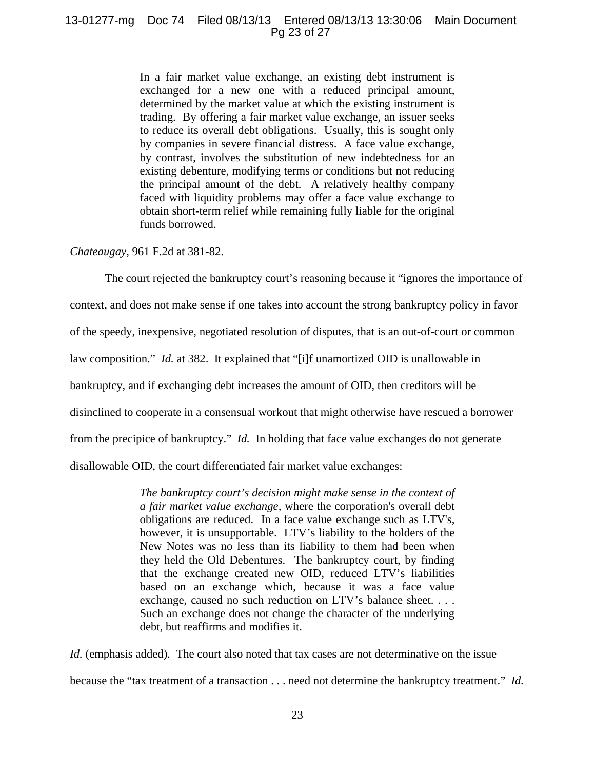> In a fair market value exchange, an existing debt instrument is exchanged for a new one with a reduced principal amount, determined by the market value at which the existing instrument is trading. By offering a fair market value exchange, an issuer seeks to reduce its overall debt obligations. Usually, this is sought only by companies in severe financial distress. A face value exchange, by contrast, involves the substitution of new indebtedness for an existing debenture, modifying terms or conditions but not reducing the principal amount of the debt. A relatively healthy company faced with liquidity problems may offer a face value exchange to obtain short-term relief while remaining fully liable for the original funds borrowed.

*Chateaugay*, 961 F.2d at 381-82.

The court rejected the bankruptcy court's reasoning because it "ignores the importance of context, and does not make sense if one takes into account the strong bankruptcy policy in favor of the speedy, inexpensive, negotiated resolution of disputes, that is an out-of-court or common law composition." *Id.* at 382. It explained that "[i]f unamortized OID is unallowable in bankruptcy, and if exchanging debt increases the amount of OID, then creditors will be disinclined to cooperate in a consensual workout that might otherwise have rescued a borrower from the precipice of bankruptcy." *Id.* In holding that face value exchanges do not generate disallowable OID, the court differentiated fair market value exchanges:

> *The bankruptcy court's decision might make sense in the context of a fair market value exchange*, where the corporation's overall debt obligations are reduced. In a face value exchange such as LTV's, however, it is unsupportable. LTV's liability to the holders of the New Notes was no less than its liability to them had been when they held the Old Debentures. The bankruptcy court, by finding that the exchange created new OID, reduced LTV's liabilities based on an exchange which, because it was a face value exchange, caused no such reduction on LTV's balance sheet. . . . Such an exchange does not change the character of the underlying debt, but reaffirms and modifies it.

*Id.* (emphasis added). The court also noted that tax cases are not determinative on the issue because the "tax treatment of a transaction . . . need not determine the bankruptcy treatment." *Id.*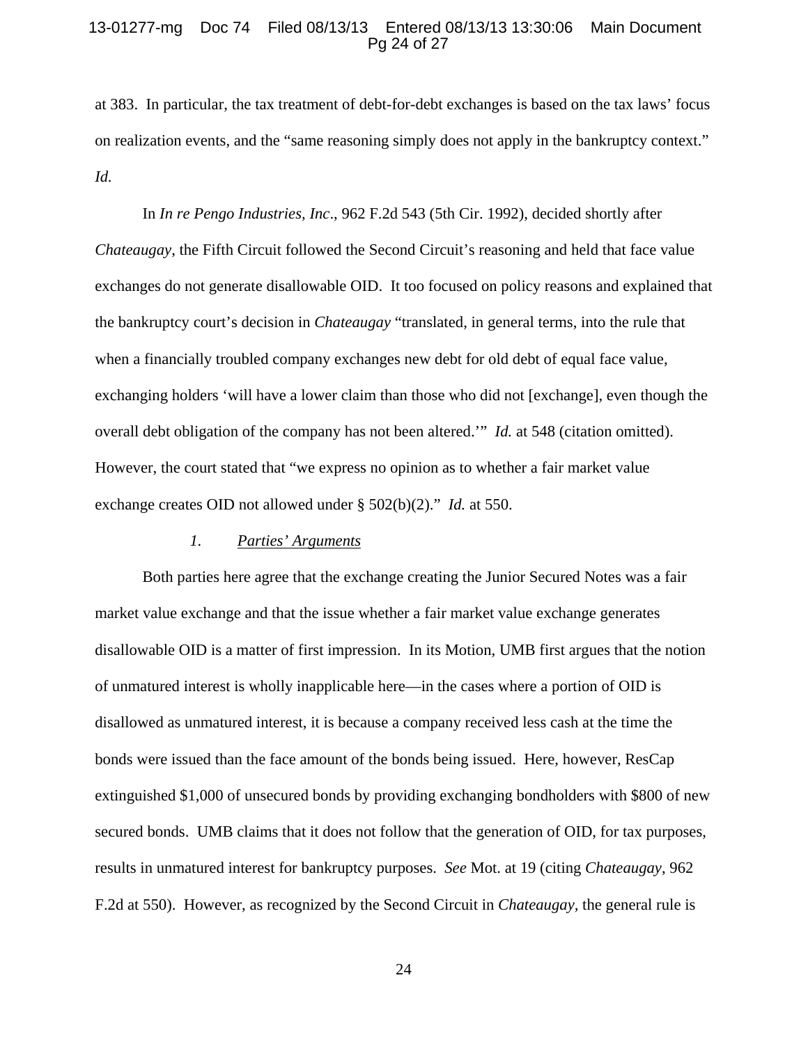at 383. In particular, the tax treatment of debt-for-debt exchanges is based on the tax laws' focus on realization events, and the "same reasoning simply does not apply in the bankruptcy context." *Id.*

In *In re Pengo Industries, Inc*., 962 F.2d 543 (5th Cir. 1992), decided shortly after *Chateaugay*, the Fifth Circuit followed the Second Circuit's reasoning and held that face value exchanges do not generate disallowable OID. It too focused on policy reasons and explained that the bankruptcy court's decision in *Chateaugay* "translated, in general terms, into the rule that when a financially troubled company exchanges new debt for old debt of equal face value, exchanging holders 'will have a lower claim than those who did not [exchange], even though the overall debt obligation of the company has not been altered.'" *Id.* at 548 (citation omitted). However, the court stated that "we express no opinion as to whether a fair market value exchange creates OID not allowed under § 502(b)(2)." *Id.* at 550.

*1. Parties' Arguments*

Both parties here agree that the exchange creating the Junior Secured Notes was a fair market value exchange and that the issue whether a fair market value exchange generates disallowable OID is a matter of first impression. In its Motion, UMB first argues that the notion of unmatured interest is wholly inapplicable here—in the cases where a portion of OID is disallowed as unmatured interest, it is because a company received less cash at the time the bonds were issued than the face amount of the bonds being issued. Here, however, ResCap extinguished $1,000 of unsecured bonds by providing exchanging bondholders with $800 of new secured bonds. UMB claims that it does not follow that the generation of OID, for tax purposes, results in unmatured interest for bankruptcy purposes. *See* Mot. at 19 (citing *Chateaugay*, 962 F.2d at 550). However, as recognized by the Second Circuit in *Chateaugay*, the general rule is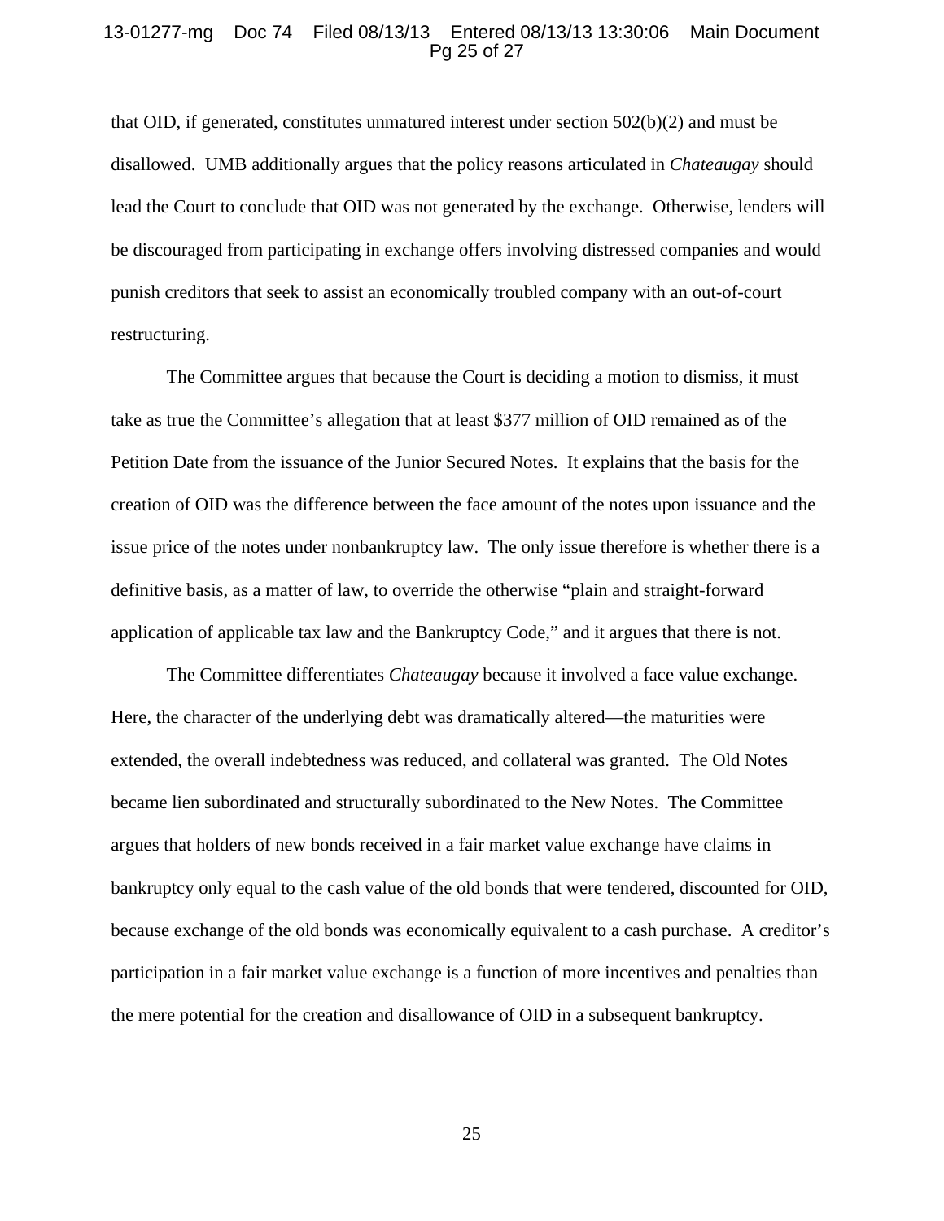that OID, if generated, constitutes unmatured interest under section 502(b)(2) and must be disallowed. UMB additionally argues that the policy reasons articulated in *Chateaugay* should lead the Court to conclude that OID was not generated by the exchange. Otherwise, lenders will be discouraged from participating in exchange offers involving distressed companies and would punish creditors that seek to assist an economically troubled company with an out-of-court restructuring.

The Committee argues that because the Court is deciding a motion to dismiss, it must take as true the Committee's allegation that at least $377 million of OID remained as of the Petition Date from the issuance of the Junior Secured Notes. It explains that the basis for the creation of OID was the difference between the face amount of the notes upon issuance and the issue price of the notes under nonbankruptcy law. The only issue therefore is whether there is a definitive basis, as a matter of law, to override the otherwise "plain and straight-forward application of applicable tax law and the Bankruptcy Code," and it argues that there is not.

The Committee differentiates *Chateaugay* because it involved a face value exchange. Here, the character of the underlying debt was dramatically altered—the maturities were extended, the overall indebtedness was reduced, and collateral was granted. The Old Notes became lien subordinated and structurally subordinated to the New Notes. The Committee argues that holders of new bonds received in a fair market value exchange have claims in bankruptcy only equal to the cash value of the old bonds that were tendered, discounted for OID, because exchange of the old bonds was economically equivalent to a cash purchase. A creditor's participation in a fair market value exchange is a function of more incentives and penalties than the mere potential for the creation and disallowance of OID in a subsequent bankruptcy.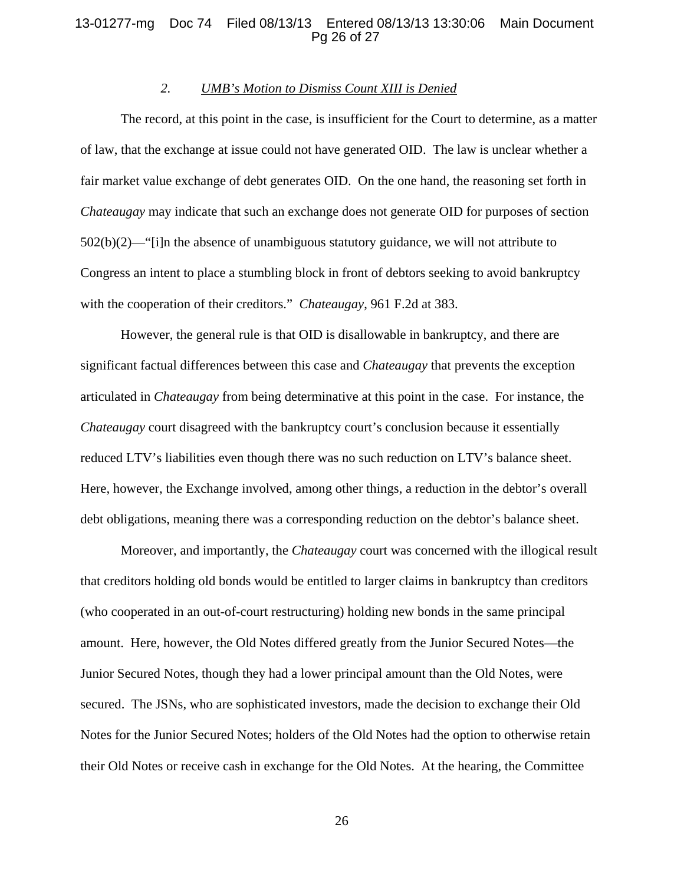### 2. *UMB's Motion to Dismiss Count XIII is Denied*

The record, at this point in the case, is insufficient for the Court to determine, as a matter of law, that the exchange at issue could not have generated OID. The law is unclear whether a fair market value exchange of debt generates OID. On the one hand, the reasoning set forth in *Chateaugay* may indicate that such an exchange does not generate OID for purposes of section 502(b)(2)—"[i]n the absence of unambiguous statutory guidance, we will not attribute to Congress an intent to place a stumbling block in front of debtors seeking to avoid bankruptcy with the cooperation of their creditors." *Chateaugay*, 961 F.2d at 383.

However, the general rule is that OID is disallowable in bankruptcy, and there are significant factual differences between this case and *Chateaugay* that prevents the exception articulated in *Chateaugay* from being determinative at this point in the case. For instance, the *Chateaugay* court disagreed with the bankruptcy court's conclusion because it essentially reduced LTV's liabilities even though there was no such reduction on LTV's balance sheet. Here, however, the Exchange involved, among other things, a reduction in the debtor's overall debt obligations, meaning there was a corresponding reduction on the debtor's balance sheet.

Moreover, and importantly, the *Chateaugay* court was concerned with the illogical result that creditors holding old bonds would be entitled to larger claims in bankruptcy than creditors (who cooperated in an out-of-court restructuring) holding new bonds in the same principal amount. Here, however, the Old Notes differed greatly from the Junior Secured Notes—the Junior Secured Notes, though they had a lower principal amount than the Old Notes, were secured. The JSNs, who are sophisticated investors, made the decision to exchange their Old Notes for the Junior Secured Notes; holders of the Old Notes had the option to otherwise retain their Old Notes or receive cash in exchange for the Old Notes. At the hearing, the Committee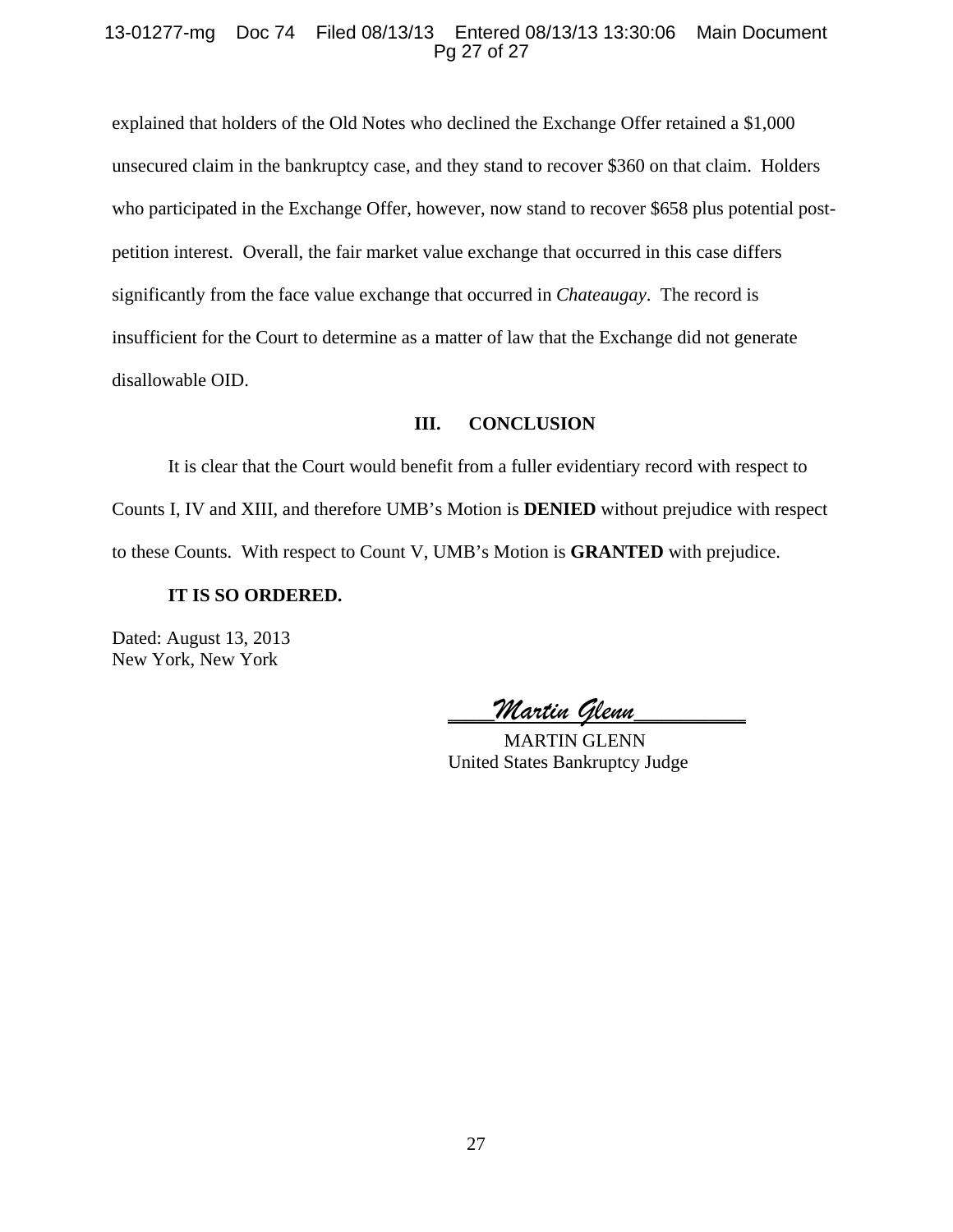explained that holders of the Old Notes who declined the Exchange Offer retained a $1,000 unsecured claim in the bankruptcy case, and they stand to recover $360 on that claim. Holders who participated in the Exchange Offer, however, now stand to recover $658 plus potential post-petition interest. Overall, the fair market value exchange that occurred in this case differs significantly from the face value exchange that occurred in *Chateaugay*. The record is insufficient for the Court to determine as a matter of law that the Exchange did not generate disallowable OID.

## III. CONCLUSION

It is clear that the Court would benefit from a fuller evidentiary record with respect to Counts I, IV and XIII, and therefore UMB's Motion is **DENIED** without prejudice with respect to these Counts. With respect to Count V, UMB's Motion is **GRANTED** with prejudice.

**IT IS SO ORDERED.**

Dated: August 13, 2013
New York, New York

_____*Martin Glenn*__________
MARTIN GLENN
United States Bankruptcy Judge